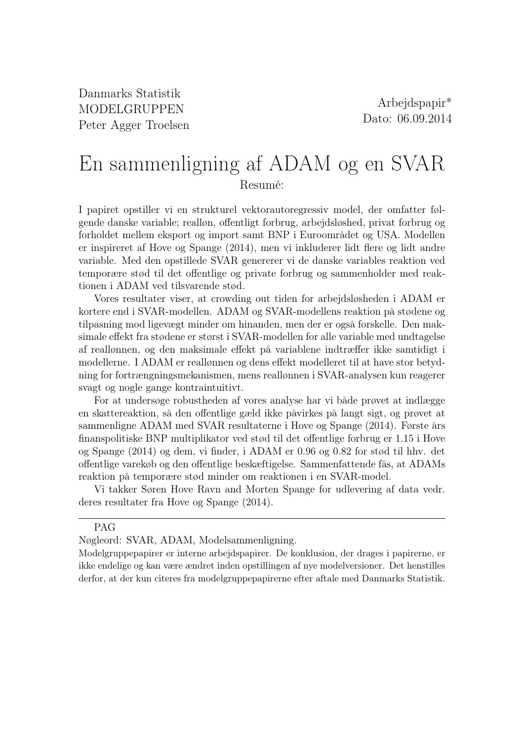Danmarks Statistik
MODELGRUPPEN
Peter Agger Troelsen

Arbejdspapir*
Dato: 06.09.2014

# En sammenligning af ADAM og en SVAR

Resumé:

I papiret opstiller vi en strukturel vektorautoregressiv model, der omfatter følgende danske variable; realløn, offentligt forbrug, arbejdsløshed, privat forbrug og forholdet mellem eksport og import samt BNP i Euroområdet og USA. Modellen er inspireret af Hove og Spange (2014), men vi inkluderer lidt flere og lidt andre variable. Med den opstillede SVAR genererer vi de danske variables reaktion ved temporære stød til det offentlige og private forbrug og sammenholder med reaktionen i ADAM ved tilsvarende stød.

Vores resultater viser, at crowding out tiden for arbejdsløsheden i ADAM er kortere end i SVAR-modellen. ADAM og SVAR-modellens reaktion på stødene og tilpasning mod ligevægt minder om hinanden, men der er også forskelle. Den maksimale effekt fra stødene er størst i SVAR-modellen for alle variable med undtagelse af reallønnen, og den maksimale effekt på variablene indtræffer ikke samtidigt i modellerne. I ADAM er reallønnen og dens effekt modelleret til at have stor betydning for fortrængningsmekanismen, mens reallønnen i SVAR-analysen kun reagerer svagt og nogle gange kontraintuitivt.

For at undersøge robustheden af vores analyse har vi både prøvet at indlægge en skattereaktion, så den offentlige gæld ikke påvirkes på langt sigt, og prøvet at sammenligne ADAM med SVAR resultaterne i Hove og Spange (2014). Første års finanspolitiske BNP multiplikator ved stød til det offentlige forbrug er 1.15 i Hove og Spange (2014) og dem, vi finder, i ADAM er 0.96 og 0.82 for stød til hhv. det offentlige varekøb og den offentlige beskæftigelse. Sammenfattende fås, at ADAMs reaktion på temporære stød minder om reaktionen i en SVAR-model.

Vi takker Søren Hove Ravn and Morten Spange for udlevering af data vedr. deres resultater fra Hove og Spange (2014).

---

PAG

Nøgleord: SVAR, ADAM, Modelsammenligning.

Modelgruppepapirer er interne arbejdspapirer. De konklusion, der drages i papirerne, er ikke endelige og kan være ændret inden opstillingen af nye modelversioner. Det henstilles derfor, at der kun citeres fra modelgruppepapirerne efter aftale med Danmarks Statistik.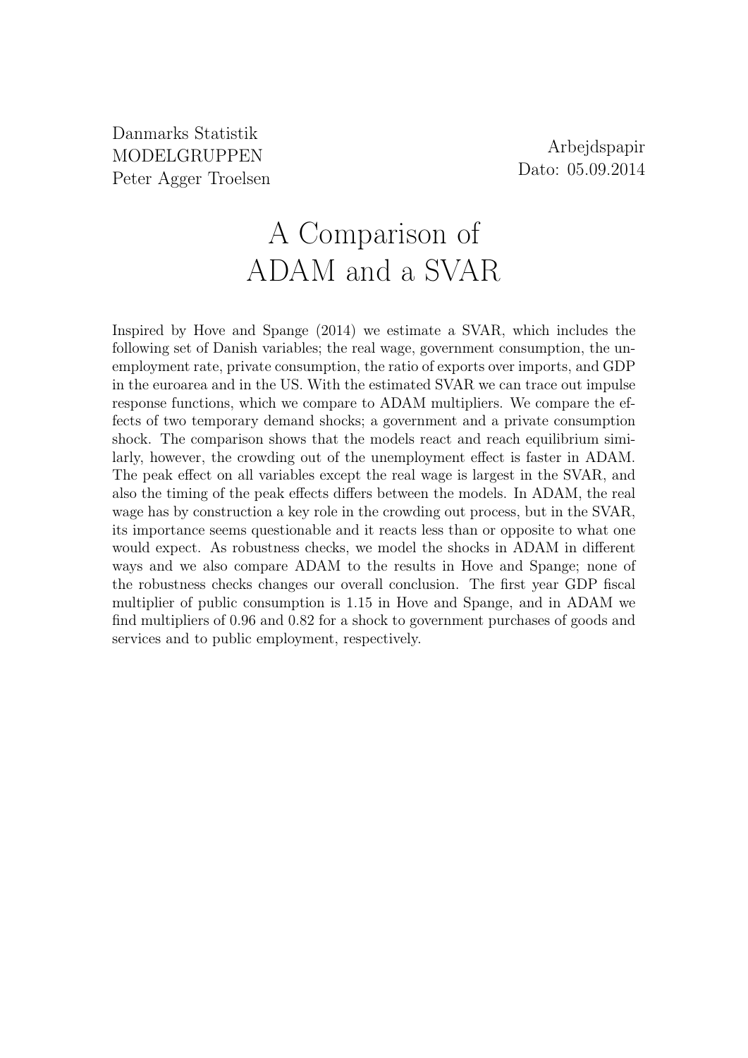Danmarks Statistik
MODELGRUPPEN
Peter Agger Troelsen

Arbejdspapir
Dato: 05.09.2014

# A Comparison of ADAM and a SVAR

Inspired by Hove and Spange (2014) we estimate a SVAR, which includes the following set of Danish variables; the real wage, government consumption, the unemployment rate, private consumption, the ratio of exports over imports, and GDP in the euroarea and in the US. With the estimated SVAR we can trace out impulse response functions, which we compare to ADAM multipliers. We compare the effects of two temporary demand shocks; a government and a private consumption shock. The comparison shows that the models react and reach equilibrium similarly, however, the crowding out of the unemployment effect is faster in ADAM. The peak effect on all variables except the real wage is largest in the SVAR, and also the timing of the peak effects differs between the models. In ADAM, the real wage has by construction a key role in the crowding out process, but in the SVAR, its importance seems questionable and it reacts less than or opposite to what one would expect. As robustness checks, we model the shocks in ADAM in different ways and we also compare ADAM to the results in Hove and Spange; none of the robustness checks changes our overall conclusion. The first year GDP fiscal multiplier of public consumption is 1.15 in Hove and Spange, and in ADAM we find multipliers of 0.96 and 0.82 for a shock to government purchases of goods and services and to public employment, respectively.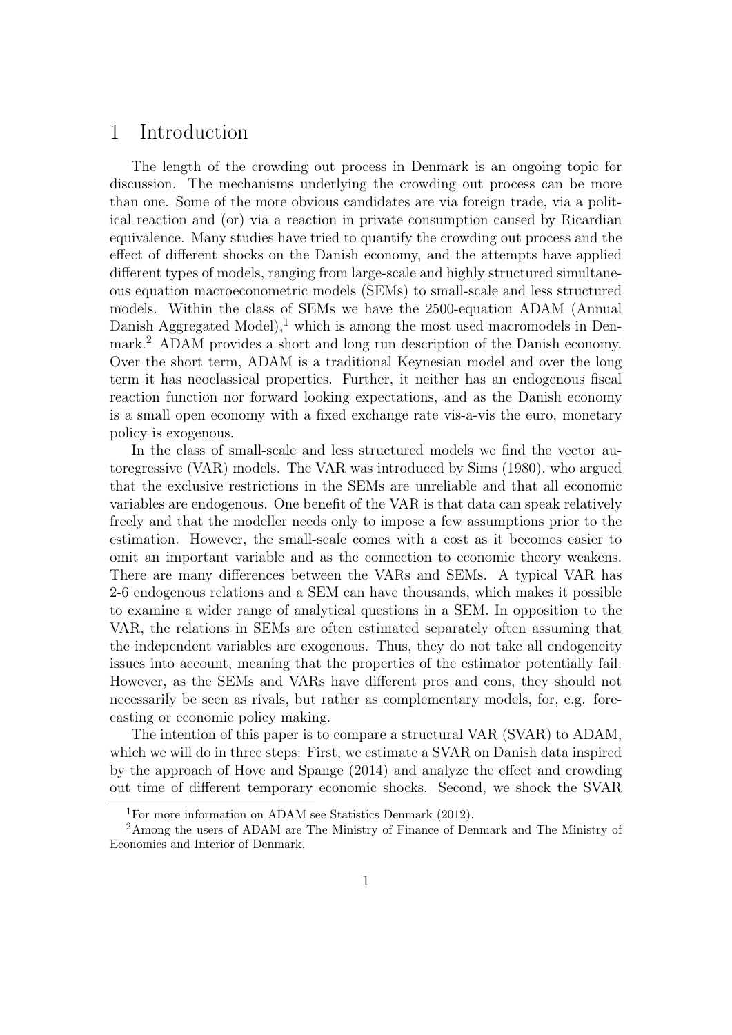# 1 Introduction

The length of the crowding out process in Denmark is an ongoing topic for discussion. The mechanisms underlying the crowding out process can be more than one. Some of the more obvious candidates are via foreign trade, via a political reaction and (or) via a reaction in private consumption caused by Ricardian equivalence. Many studies have tried to quantify the crowding out process and the effect of different shocks on the Danish economy, and the attempts have applied different types of models, ranging from large-scale and highly structured simultaneous equation macroeconometric models (SEMs) to small-scale and less structured models. Within the class of SEMs we have the 2500-equation ADAM (Annual Danish Aggregated Model),[1] which is among the most used macromodels in Denmark.[2] ADAM provides a short and long run description of the Danish economy. Over the short term, ADAM is a traditional Keynesian model and over the long term it has neoclassical properties. Further, it neither has an endogenous fiscal reaction function nor forward looking expectations, and as the Danish economy is a small open economy with a fixed exchange rate vis-a-vis the euro, monetary policy is exogenous.

In the class of small-scale and less structured models we find the vector autoregressive (VAR) models. The VAR was introduced by Sims (1980), who argued that the exclusive restrictions in the SEMs are unreliable and that all economic variables are endogenous. One benefit of the VAR is that data can speak relatively freely and that the modeller needs only to impose a few assumptions prior to the estimation. However, the small-scale comes with a cost as it becomes easier to omit an important variable and as the connection to economic theory weakens. There are many differences between the VARs and SEMs. A typical VAR has 2-6 endogenous relations and a SEM can have thousands, which makes it possible to examine a wider range of analytical questions in a SEM. In opposition to the VAR, the relations in SEMs are often estimated separately often assuming that the independent variables are exogenous. Thus, they do not take all endogeneity issues into account, meaning that the properties of the estimator potentially fail. However, as the SEMs and VARs have different pros and cons, they should not necessarily be seen as rivals, but rather as complementary models, for, e.g. forecasting or economic policy making.

The intention of this paper is to compare a structural VAR (SVAR) to ADAM, which we will do in three steps: First, we estimate a SVAR on Danish data inspired by the approach of Hove and Spange (2014) and analyze the effect and crowding out time of different temporary economic shocks. Second, we shock the SVAR

[1] For more information on ADAM see Statistics Denmark (2012).

[2] Among the users of ADAM are The Ministry of Finance of Denmark and The Ministry of Economics and Interior of Denmark.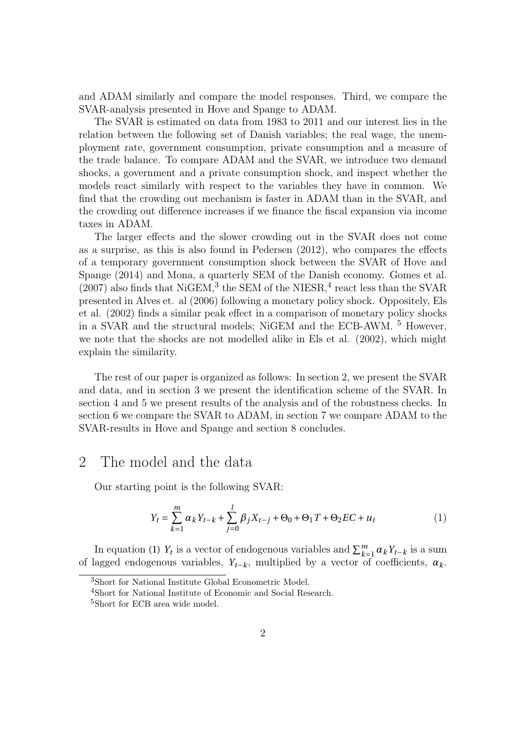and ADAM similarly and compare the model responses. Third, we compare the SVAR-analysis presented in Hove and Spange to ADAM.

The SVAR is estimated on data from 1983 to 2011 and our interest lies in the relation between the following set of Danish variables; the real wage, the unemployment rate, government consumption, private consumption and a measure of the trade balance. To compare ADAM and the SVAR, we introduce two demand shocks, a government and a private consumption shock, and inspect whether the models react similarly with respect to the variables they have in common. We find that the crowding out mechanism is faster in ADAM than in the SVAR, and the crowding out difference increases if we finance the fiscal expansion via income taxes in ADAM.

The larger effects and the slower crowding out in the SVAR does not come as a surprise, as this is also found in Pedersen (2012), who compares the effects of a temporary government consumption shock between the SVAR of Hove and Spange (2014) and Mona, a quarterly SEM of the Danish economy. Gomes et al. (2007) also finds that NiGEM,[3] the SEM of the NIESR,[4] react less than the SVAR presented in Alves et. al (2006) following a monetary policy shock. Oppositely, Els et al. (2002) finds a similar peak effect in a comparison of monetary policy shocks in a SVAR and the structural models; NiGEM and the ECB-AWM. [5] However, we note that the shocks are not modelled alike in Els et al. (2002), which might explain the similarity.

The rest of our paper is organized as follows: In section 2, we present the SVAR and data, and in section 3 we present the identification scheme of the SVAR. In section 4 and 5 we present results of the analysis and of the robustness checks. In section 6 we compare the SVAR to ADAM, in section 7 we compare ADAM to the SVAR-results in Hove and Spange and section 8 concludes.

# 2 The model and the data

Our starting point is the following SVAR:

$$Y_t = \sum_{k=1}^{m} \alpha_k Y_{t-k} + \sum_{j=0}^{l} \beta_j X_{t-j} + \Theta_0 + \Theta_1 T + \Theta_2 EC + u_t \tag{1}$$

In equation (1) $Y_t$ is a vector of endogenous variables and $\sum_{k=1}^{m} \alpha_k Y_{t-k}$ is a sum of lagged endogenous variables, $Y_{t-k}$, multiplied by a vector of coefficients, $\alpha_k$.

[3] Short for National Institute Global Econometric Model.

[4] Short for National Institute of Economic and Social Research.

[5] Short for ECB area wide model.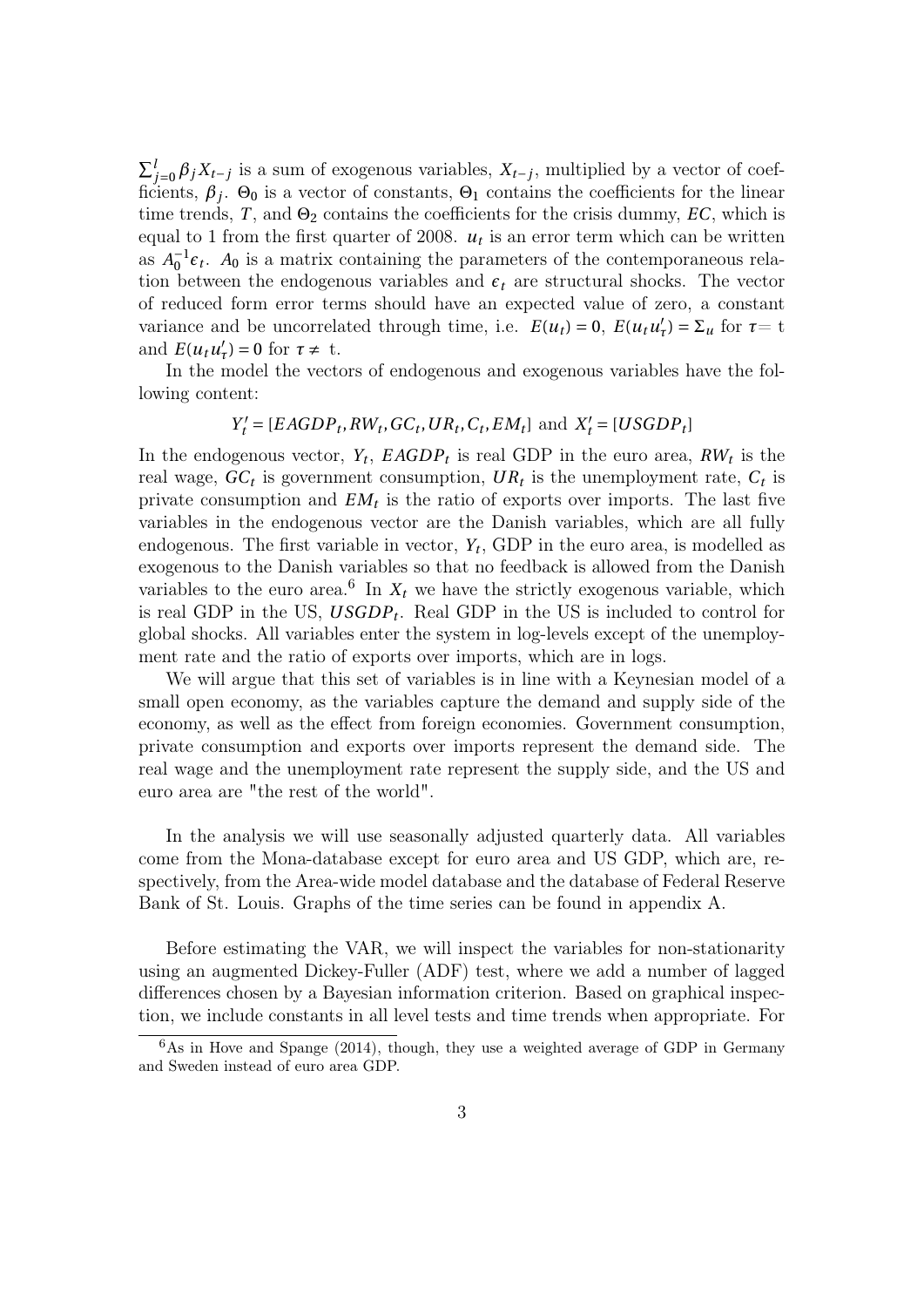$\sum_{j=0}^{l} \beta_j X_{t-j}$ is a sum of exogenous variables, $X_{t-j}$, multiplied by a vector of coefficients, $\beta_j$. $\Theta_0$ is a vector of constants, $\Theta_1$ contains the coefficients for the linear time trends, $T$, and $\Theta_2$ contains the coefficients for the crisis dummy, $EC$, which is equal to 1 from the first quarter of 2008. $u_t$ is an error term which can be written as $A_0^{-1}\epsilon_t$. $A_0$ is a matrix containing the parameters of the contemporaneous relation between the endogenous variables and $\epsilon_t$ are structural shocks. The vector of reduced form error terms should have an expected value of zero, a constant variance and be uncorrelated through time, i.e. $E(u_t) = 0$, $E(u_t u_\tau') = \Sigma_u$ for $\tau$= t and $E(u_t u_\tau') = 0$ for $\tau \neq$ t.

In the model the vectors of endogenous and exogenous variables have the following content:

$$Y_t' = [EAGDP_t, RW_t, GC_t, UR_t, C_t, EM_t] \text{ and } X_t' = [USGDP_t]$$

In the endogenous vector, $Y_t$, $EAGDP_t$ is real GDP in the euro area, $RW_t$ is the real wage, $GC_t$ is government consumption, $UR_t$ is the unemployment rate, $C_t$ is private consumption and $EM_t$ is the ratio of exports over imports. The last five variables in the endogenous vector are the Danish variables, which are all fully endogenous. The first variable in vector, $Y_t$, GDP in the euro area, is modelled as exogenous to the Danish variables so that no feedback is allowed from the Danish variables to the euro area.[6] In $X_t$ we have the strictly exogenous variable, which is real GDP in the US, $USGDP_t$. Real GDP in the US is included to control for global shocks. All variables enter the system in log-levels except of the unemployment rate and the ratio of exports over imports, which are in logs.

We will argue that this set of variables is in line with a Keynesian model of a small open economy, as the variables capture the demand and supply side of the economy, as well as the effect from foreign economies. Government consumption, private consumption and exports over imports represent the demand side. The real wage and the unemployment rate represent the supply side, and the US and euro area are "the rest of the world".

In the analysis we will use seasonally adjusted quarterly data. All variables come from the Mona-database except for euro area and US GDP, which are, respectively, from the Area-wide model database and the database of Federal Reserve Bank of St. Louis. Graphs of the time series can be found in appendix A.

Before estimating the VAR, we will inspect the variables for non-stationarity using an augmented Dickey-Fuller (ADF) test, where we add a number of lagged differences chosen by a Bayesian information criterion. Based on graphical inspection, we include constants in all level tests and time trends when appropriate. For

[6] As in Hove and Spange (2014), though, they use a weighted average of GDP in Germany and Sweden instead of euro area GDP.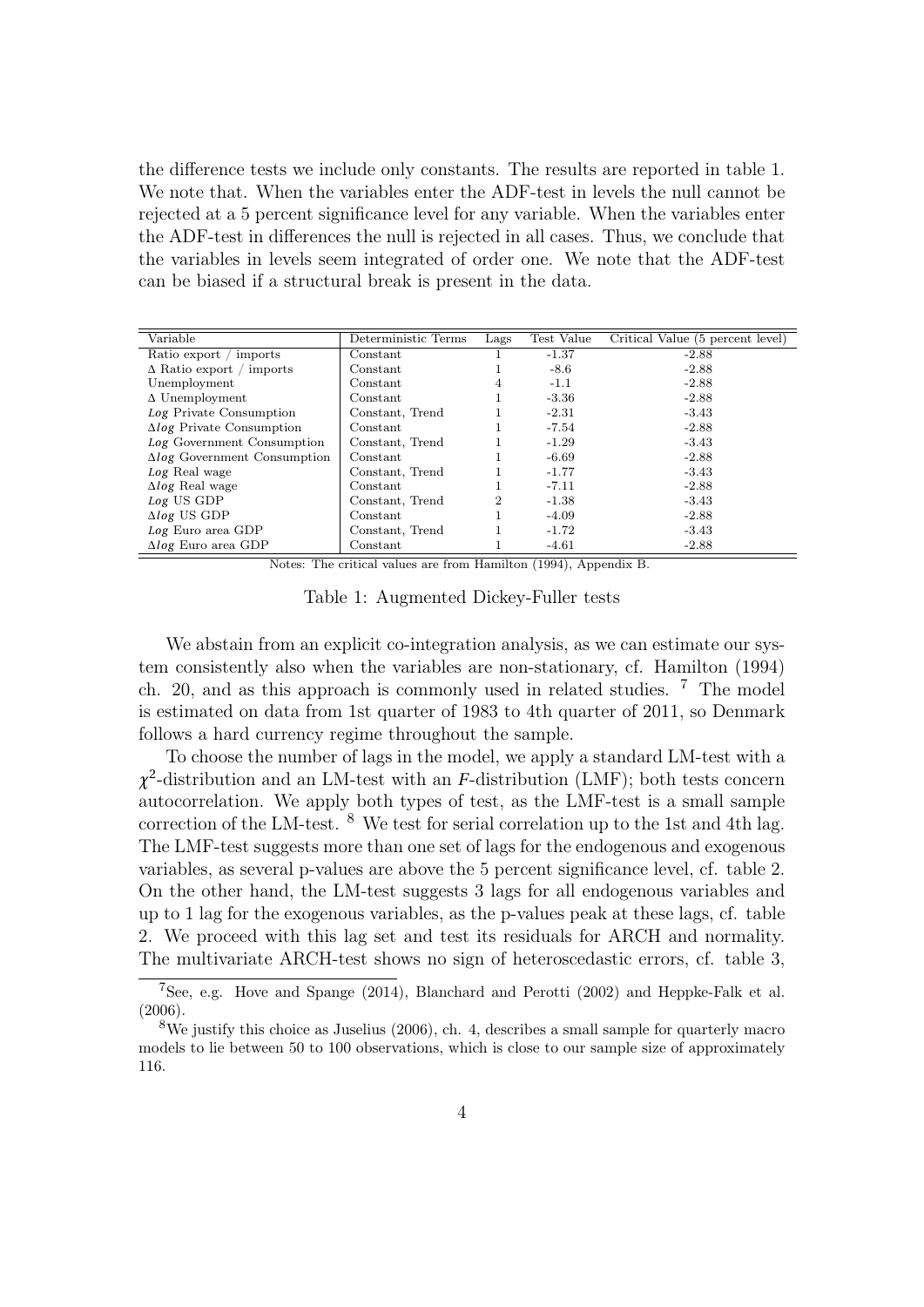the difference tests we include only constants. The results are reported in table 1. We note that. When the variables enter the ADF-test in levels the null cannot be rejected at a 5 percent significance level for any variable. When the variables enter the ADF-test in differences the null is rejected in all cases. Thus, we conclude that the variables in levels seem integrated of order one. We note that the ADF-test can be biased if a structural break is present in the data.

| Variable | Deterministic Terms | Lags | Test Value | Critical Value (5 percent level) |
|---|---|---|---|---|
| Ratio export / imports | Constant | 1 | -1.37 | -2.88 |
| $\Delta$ Ratio export / imports | Constant | 1 | -8.6 | -2.88 |
| Unemployment | Constant | 4 | -1.1 | -2.88 |
| $\Delta$ Unemployment | Constant | 1 | -3.36 | -2.88 |
| *Log* Private Consumption | Constant, Trend | 1 | -2.31 | -3.43 |
| $\Delta$*log* Private Consumption | Constant | 1 | -7.54 | -2.88 |
| *Log* Government Consumption | Constant, Trend | 1 | -1.29 | -3.43 |
| $\Delta$*log* Government Consumption | Constant | 1 | -6.69 | -2.88 |
| *Log* Real wage | Constant, Trend | 1 | -1.77 | -3.43 |
| $\Delta$*log* Real wage | Constant | 1 | -7.11 | -2.88 |
| *Log* US GDP | Constant, Trend | 2 | -1.38 | -3.43 |
| $\Delta$*log* US GDP | Constant | 1 | -4.09 | -2.88 |
| *Log* Euro area GDP | Constant, Trend | 1 | -1.72 | -3.43 |
| $\Delta$*log* Euro area GDP | Constant | 1 | -4.61 | -2.88 |

Notes: The critical values are from Hamilton (1994), Appendix B.

Table 1: Augmented Dickey-Fuller tests

We abstain from an explicit co-integration analysis, as we can estimate our system consistently also when the variables are non-stationary, cf. Hamilton (1994) ch. 20, and as this approach is commonly used in related studies. [7] The model is estimated on data from 1st quarter of 1983 to 4th quarter of 2011, so Denmark follows a hard currency regime throughout the sample.

To choose the number of lags in the model, we apply a standard LM-test with a $\chi^2$-distribution and an LM-test with an $F$-distribution (LMF); both tests concern autocorrelation. We apply both types of test, as the LMF-test is a small sample correction of the LM-test. [8] We test for serial correlation up to the 1st and 4th lag. The LMF-test suggests more than one set of lags for the endogenous and exogenous variables, as several p-values are above the 5 percent significance level, cf. table 2. On the other hand, the LM-test suggests 3 lags for all endogenous variables and up to 1 lag for the exogenous variables, as the p-values peak at these lags, cf. table 2. We proceed with this lag set and test its residuals for ARCH and normality. The multivariate ARCH-test shows no sign of heteroscedastic errors, cf. table 3,

[7] See, e.g. Hove and Spange (2014), Blanchard and Perotti (2002) and Heppke-Falk et al. (2006).

[8] We justify this choice as Juselius (2006), ch. 4, describes a small sample for quarterly macro models to lie between 50 to 100 observations, which is close to our sample size of approximately 116.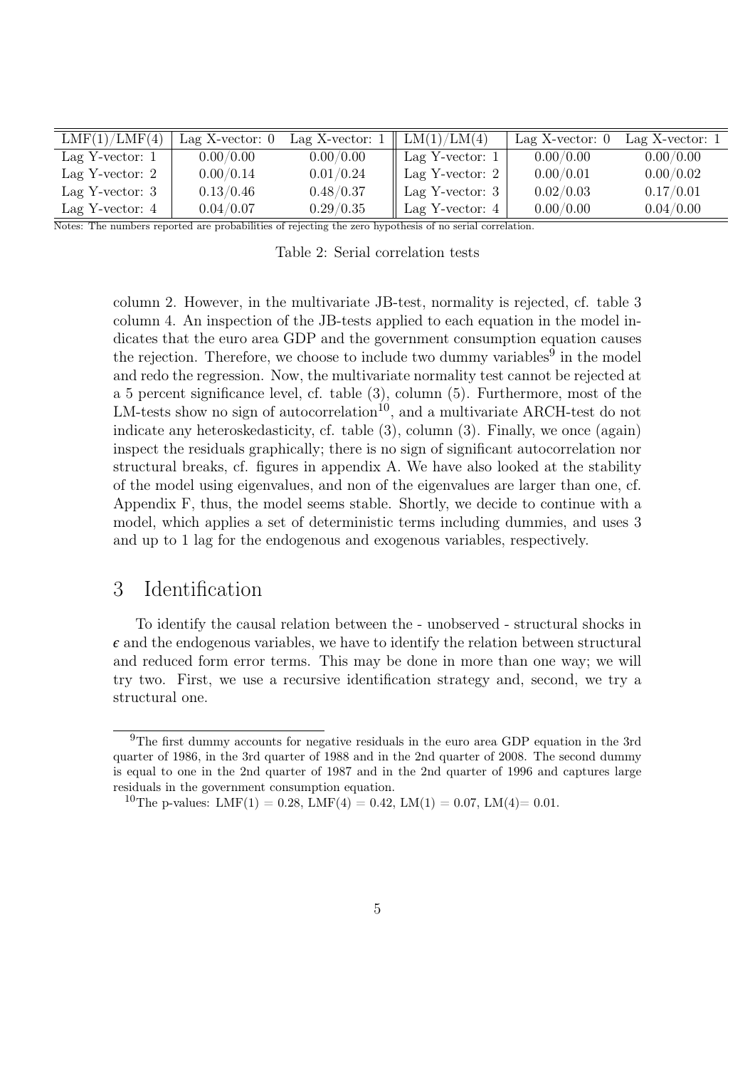| LMF(1)/LMF(4) | Lag X-vector: 0 | Lag X-vector: 1 | LM(1)/LM(4) | Lag X-vector: 0 | Lag X-vector: 1 |
|---|---|---|---|---|---|
| Lag Y-vector: 1 | 0.00/0.00 | 0.00/0.00 | Lag Y-vector: 1 | 0.00/0.00 | 0.00/0.00 |
| Lag Y-vector: 2 | 0.00/0.14 | 0.01/0.24 | Lag Y-vector: 2 | 0.00/0.01 | 0.00/0.02 |
| Lag Y-vector: 3 | 0.13/0.46 | 0.48/0.37 | Lag Y-vector: 3 | 0.02/0.03 | 0.17/0.01 |
| Lag Y-vector: 4 | 0.04/0.07 | 0.29/0.35 | Lag Y-vector: 4 | 0.00/0.00 | 0.04/0.00 |

Notes: The numbers reported are probabilities of rejecting the zero hypothesis of no serial correlation.

Table 2: Serial correlation tests

column 2. However, in the multivariate JB-test, normality is rejected, cf. table 3 column 4. An inspection of the JB-tests applied to each equation in the model indicates that the euro area GDP and the government consumption equation causes the rejection. Therefore, we choose to include two dummy variables[9] in the model and redo the regression. Now, the multivariate normality test cannot be rejected at a 5 percent significance level, cf. table (3), column (5). Furthermore, most of the LM-tests show no sign of autocorrelation[10], and a multivariate ARCH-test do not indicate any heteroskedasticity, cf. table (3), column (3). Finally, we once (again) inspect the residuals graphically; there is no sign of significant autocorrelation nor structural breaks, cf. figures in appendix A. We have also looked at the stability of the model using eigenvalues, and non of the eigenvalues are larger than one, cf. Appendix F, thus, the model seems stable. Shortly, we decide to continue with a model, which applies a set of deterministic terms including dummies, and uses 3 and up to 1 lag for the endogenous and exogenous variables, respectively.

# 3 Identification

To identify the causal relation between the - unobserved - structural shocks in $\epsilon$ and the endogenous variables, we have to identify the relation between structural and reduced form error terms. This may be done in more than one way; we will try two. First, we use a recursive identification strategy and, second, we try a structural one.

[9] The first dummy accounts for negative residuals in the euro area GDP equation in the 3rd quarter of 1986, in the 3rd quarter of 1988 and in the 2nd quarter of 2008. The second dummy is equal to one in the 2nd quarter of 1987 and in the 2nd quarter of 1996 and captures large residuals in the government consumption equation.

[10] The p-values: LMF(1) = 0.28, LMF(4) = 0.42, LM(1) = 0.07, LM(4)= 0.01.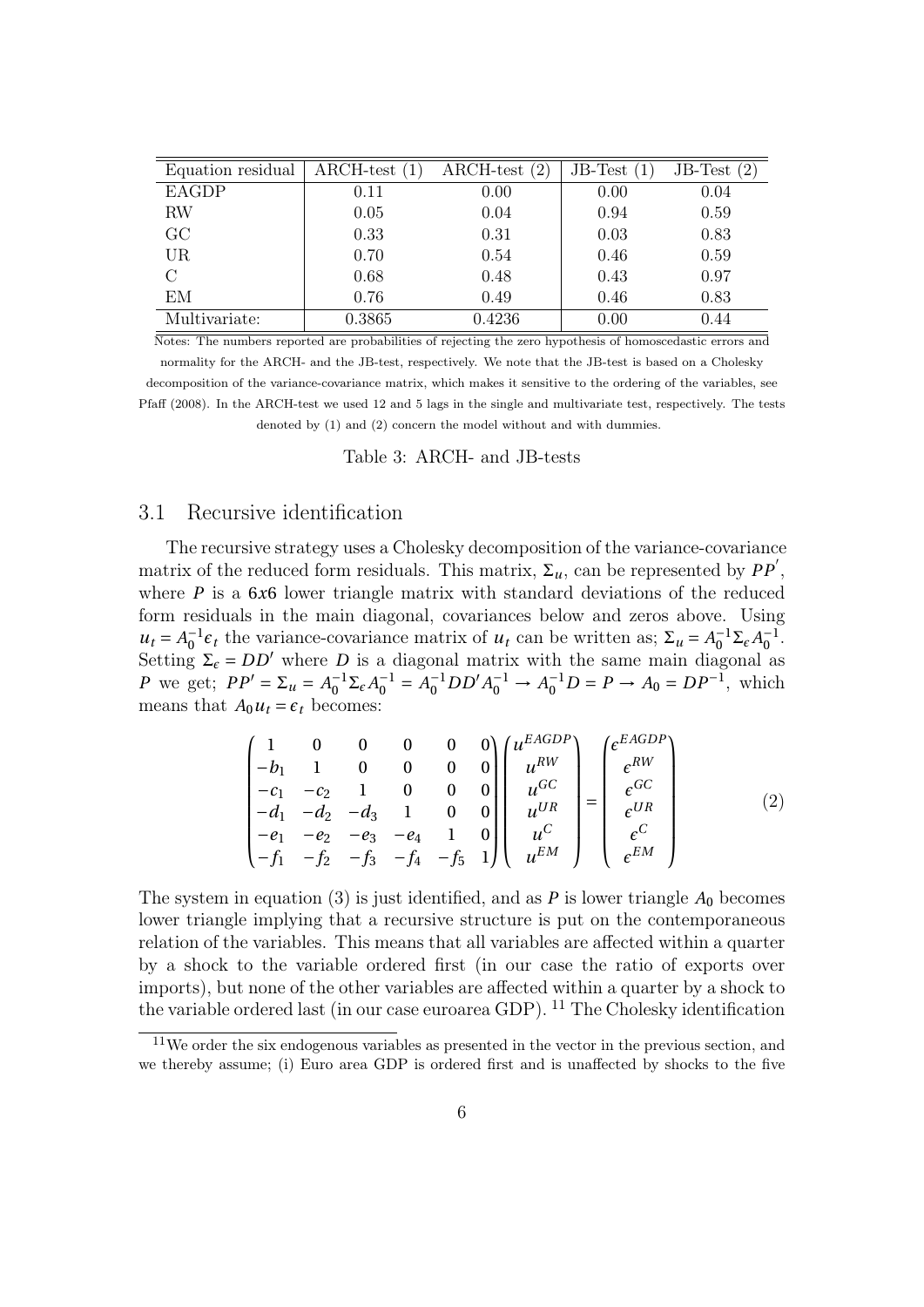| Equation residual | ARCH-test (1) | ARCH-test (2) | JB-Test (1) | JB-Test (2) |
|---|---|---|---|---|
| EAGDP | 0.11 | 0.00 | 0.00 | 0.04 |
| RW | 0.05 | 0.04 | 0.94 | 0.59 |
| GC | 0.33 | 0.31 | 0.03 | 0.83 |
| UR | 0.70 | 0.54 | 0.46 | 0.59 |
| C | 0.68 | 0.48 | 0.43 | 0.97 |
| EM | 0.76 | 0.49 | 0.46 | 0.83 |
| Multivariate: | 0.3865 | 0.4236 | 0.00 | 0.44 |

Notes: The numbers reported are probabilities of rejecting the zero hypothesis of homoscedastic errors and normality for the ARCH- and the JB-test, respectively. We note that the JB-test is based on a Cholesky decomposition of the variance-covariance matrix, which makes it sensitive to the ordering of the variables, see Pfaff (2008). In the ARCH-test we used 12 and 5 lags in the single and multivariate test, respectively. The tests denoted by (1) and (2) concern the model without and with dummies.

Table 3: ARCH- and JB-tests

## 3.1 Recursive identification

The recursive strategy uses a Cholesky decomposition of the variance-covariance matrix of the reduced form residuals. This matrix, $\Sigma_u$, can be represented by $PP'$, where $P$ is a $6x6$ lower triangle matrix with standard deviations of the reduced form residuals in the main diagonal, covariances below and zeros above. Using $u_t = A_0^{-1}\epsilon_t$ the variance-covariance matrix of $u_t$ can be written as; $\Sigma_u = A_0^{-1}\Sigma_\epsilon A_0^{-1}$. Setting $\Sigma_\epsilon = DD'$ where $D$ is a diagonal matrix with the same main diagonal as $P$ we get; $PP' = \Sigma_u = A_0^{-1}\Sigma_\epsilon A_0^{-1} = A_0^{-1}DD'A_0^{-1} \rightarrow A_0^{-1}D = P \rightarrow A_0 = DP^{-1}$, which means that $A_0 u_t = \epsilon_t$ becomes:

$$
\begin{pmatrix}
1 & 0 & 0 & 0 & 0 & 0 \\
-b_1 & 1 & 0 & 0 & 0 & 0 \\
-c_1 & -c_2 & 1 & 0 & 0 & 0 \\
-d_1 & -d_2 & -d_3 & 1 & 0 & 0 \\
-e_1 & -e_2 & -e_3 & -e_4 & 1 & 0 \\
-f_1 & -f_2 & -f_3 & -f_4 & -f_5 & 1
\end{pmatrix}
\begin{pmatrix}
u^{EAGDP} \\ u^{RW} \\ u^{GC} \\ u^{UR} \\ u^{C} \\ u^{EM}
\end{pmatrix}
=
\begin{pmatrix}
\epsilon^{EAGDP} \\ \epsilon^{RW} \\ \epsilon^{GC} \\ \epsilon^{UR} \\ \epsilon^{C} \\ \epsilon^{EM}
\end{pmatrix}
\tag{2}
$$

The system in equation (3) is just identified, and as $P$ is lower triangle $A_0$ becomes lower triangle implying that a recursive structure is put on the contemporaneous relation of the variables. This means that all variables are affected within a quarter by a shock to the variable ordered first (in our case the ratio of exports over imports), but none of the other variables are affected within a quarter by a shock to the variable ordered last (in our case euroarea GDP). [11] The Cholesky identification

[11] We order the six endogenous variables as presented in the vector in the previous section, and we thereby assume; (i) Euro area GDP is ordered first and is unaffected by shocks to the five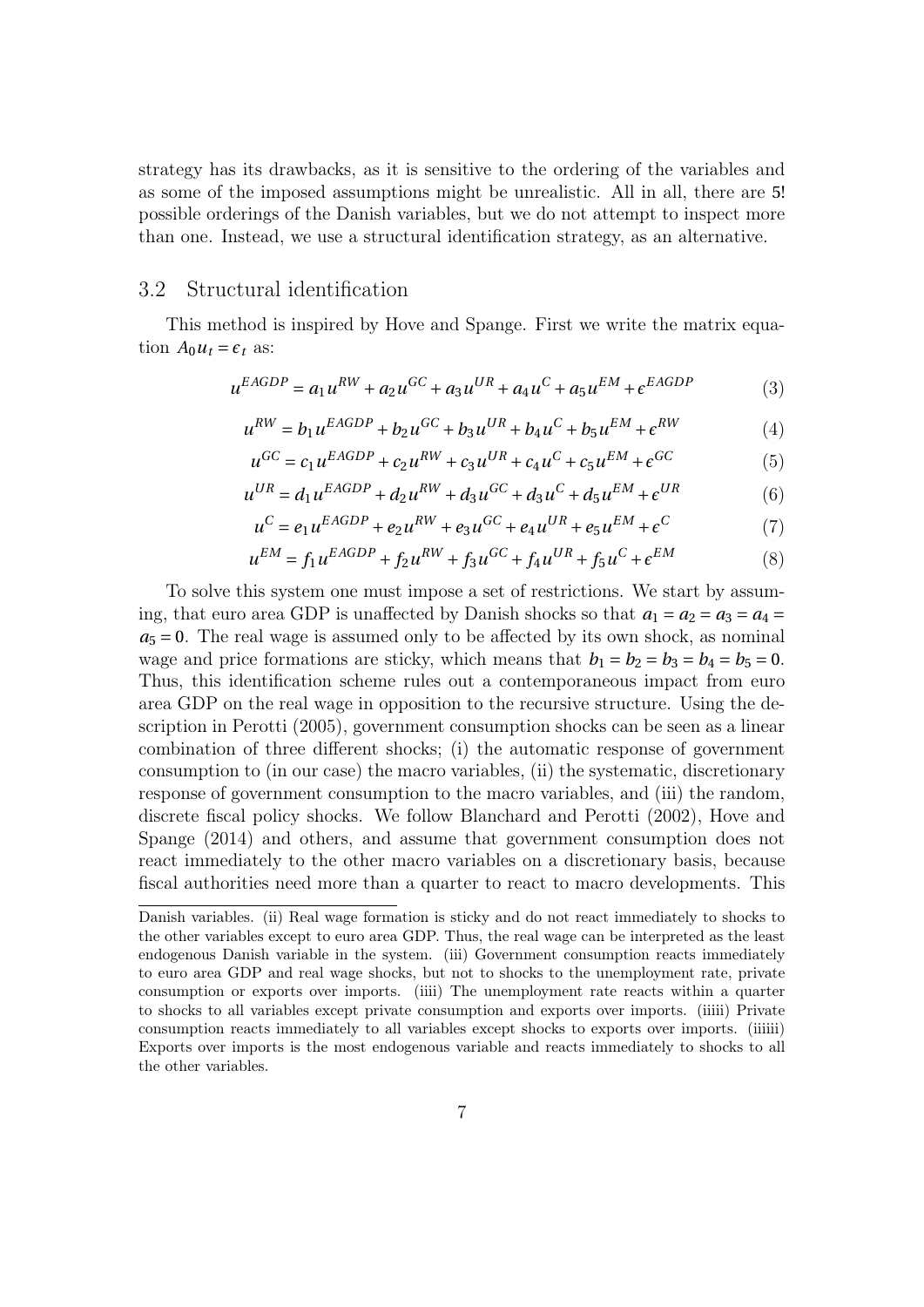strategy has its drawbacks, as it is sensitive to the ordering of the variables and as some of the imposed assumptions might be unrealistic. All in all, there are $5!$ possible orderings of the Danish variables, but we do not attempt to inspect more than one. Instead, we use a structural identification strategy, as an alternative.

## 3.2 Structural identification

This method is inspired by Hove and Spange. First we write the matrix equation $A_0 u_t = \epsilon_t$ as:

$$u^{EAGDP} = a_1 u^{RW} + a_2 u^{GC} + a_3 u^{UR} + a_4 u^{C} + a_5 u^{EM} + \epsilon^{EAGDP} \tag{3}$$

$$u^{RW} = b_1 u^{EAGDP} + b_2 u^{GC} + b_3 u^{UR} + b_4 u^{C} + b_5 u^{EM} + \epsilon^{RW} \tag{4}$$

$$u^{GC} = c_1 u^{EAGDP} + c_2 u^{RW} + c_3 u^{UR} + c_4 u^{C} + c_5 u^{EM} + \epsilon^{GC} \tag{5}$$

$$u^{UR} = d_1 u^{EAGDP} + d_2 u^{RW} + d_3 u^{GC} + d_3 u^{C} + d_5 u^{EM} + \epsilon^{UR} \tag{6}$$

$$u^{C} = e_1 u^{EAGDP} + e_2 u^{RW} + e_3 u^{GC} + e_4 u^{UR} + e_5 u^{EM} + \epsilon^{C} \tag{7}$$

$$u^{EM} = f_1 u^{EAGDP} + f_2 u^{RW} + f_3 u^{GC} + f_4 u^{UR} + f_5 u^{C} + \epsilon^{EM} \tag{8}$$

To solve this system one must impose a set of restrictions. We start by assuming, that euro area GDP is unaffected by Danish shocks so that $a_1 = a_2 = a_3 = a_4 = a_5 = 0$. The real wage is assumed only to be affected by its own shock, as nominal wage and price formations are sticky, which means that $b_1 = b_2 = b_3 = b_4 = b_5 = 0$. Thus, this identification scheme rules out a contemporaneous impact from euro area GDP on the real wage in opposition to the recursive structure. Using the description in Perotti (2005), government consumption shocks can be seen as a linear combination of three different shocks; (i) the automatic response of government consumption to (in our case) the macro variables, (ii) the systematic, discretionary response of government consumption to the macro variables, and (iii) the random, discrete fiscal policy shocks. We follow Blanchard and Perotti (2002), Hove and Spange (2014) and others, and assume that government consumption does not react immediately to the other macro variables on a discretionary basis, because fiscal authorities need more than a quarter to react to macro developments. This

---

Danish variables. (ii) Real wage formation is sticky and do not react immediately to shocks to the other variables except to euro area GDP. Thus, the real wage can be interpreted as the least endogenous Danish variable in the system. (iii) Government consumption reacts immediately to euro area GDP and real wage shocks, but not to shocks to the unemployment rate, private consumption or exports over imports. (iiii) The unemployment rate reacts within a quarter to shocks to all variables except private consumption and exports over imports. (iiiii) Private consumption reacts immediately to all variables except shocks to exports over imports. (iiiiii) Exports over imports is the most endogenous variable and reacts immediately to shocks to all the other variables.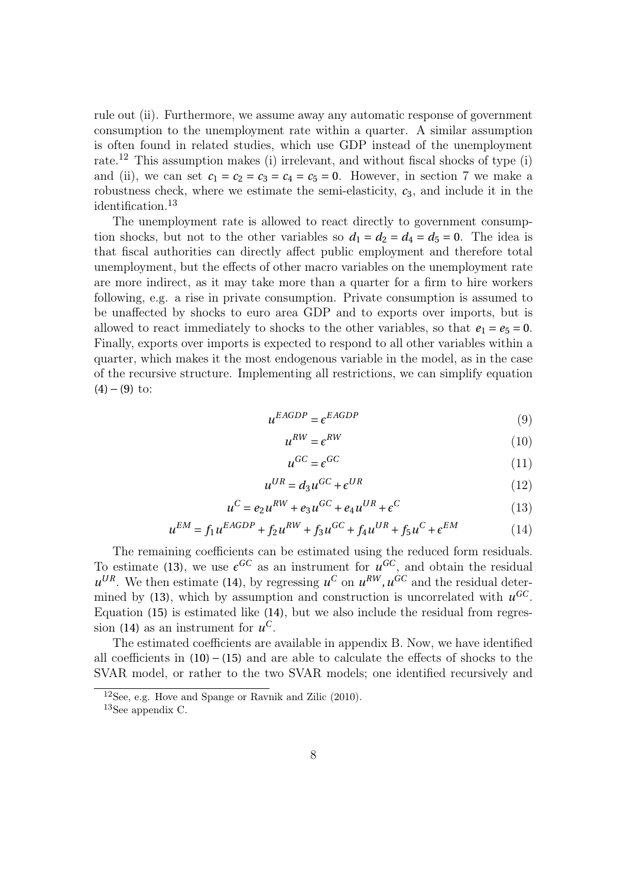rule out (ii). Furthermore, we assume away any automatic response of government consumption to the unemployment rate within a quarter. A similar assumption is often found in related studies, which use GDP instead of the unemployment rate.[12] This assumption makes (i) irrelevant, and without fiscal shocks of type (i) and (ii), we can set $c_1 = c_2 = c_3 = c_4 = c_5 = 0$. However, in section 7 we make a robustness check, where we estimate the semi-elasticity, $c_3$, and include it in the identification.[13]

The unemployment rate is allowed to react directly to government consumption shocks, but not to the other variables so $d_1 = d_2 = d_4 = d_5 = 0$. The idea is that fiscal authorities can directly affect public employment and therefore total unemployment, but the effects of other macro variables on the unemployment rate are more indirect, as it may take more than a quarter for a firm to hire workers following, e.g. a rise in private consumption. Private consumption is assumed to be unaffected by shocks to euro area GDP and to exports over imports, but is allowed to react immediately to shocks to the other variables, so that $e_1 = e_5 = 0$. Finally, exports over imports is expected to respond to all other variables within a quarter, which makes it the most endogenous variable in the model, as in the case of the recursive structure. Implementing all restrictions, we can simplify equation $(4) - (9)$ to:

$$u^{EAGDP} = \epsilon^{EAGDP} \tag{9}$$

$$u^{RW} = \epsilon^{RW} \tag{10}$$

$$u^{GC} = \epsilon^{GC} \tag{11}$$

$$u^{UR} = d_3 u^{GC} + \epsilon^{UR} \tag{12}$$

$$u^{C} = e_2 u^{RW} + e_3 u^{GC} + e_4 u^{UR} + \epsilon^{C} \tag{13}$$

$$u^{EM} = f_1 u^{EAGDP} + f_2 u^{RW} + f_3 u^{GC} + f_4 u^{UR} + f_5 u^{C} + \epsilon^{EM} \tag{14}$$

The remaining coefficients can be estimated using the reduced form residuals. To estimate $(13)$, we use $\epsilon^{GC}$ as an instrument for $u^{GC}$, and obtain the residual $u^{UR}$. We then estimate $(14)$, by regressing $u^{C}$ on $u^{RW}, u^{GC}$ and the residual determined by $(13)$, which by assumption and construction is uncorrelated with $u^{GC}$. Equation $(15)$ is estimated like $(14)$, but we also include the residual from regression $(14)$ as an instrument for $u^{C}$.

The estimated coefficients are available in appendix B. Now, we have identified all coefficients in $(10) - (15)$ and are able to calculate the effects of shocks to the SVAR model, or rather to the two SVAR models; one identified recursively and

[12] See, e.g. Hove and Spange or Ravnik and Zilic (2010).

[13] See appendix C.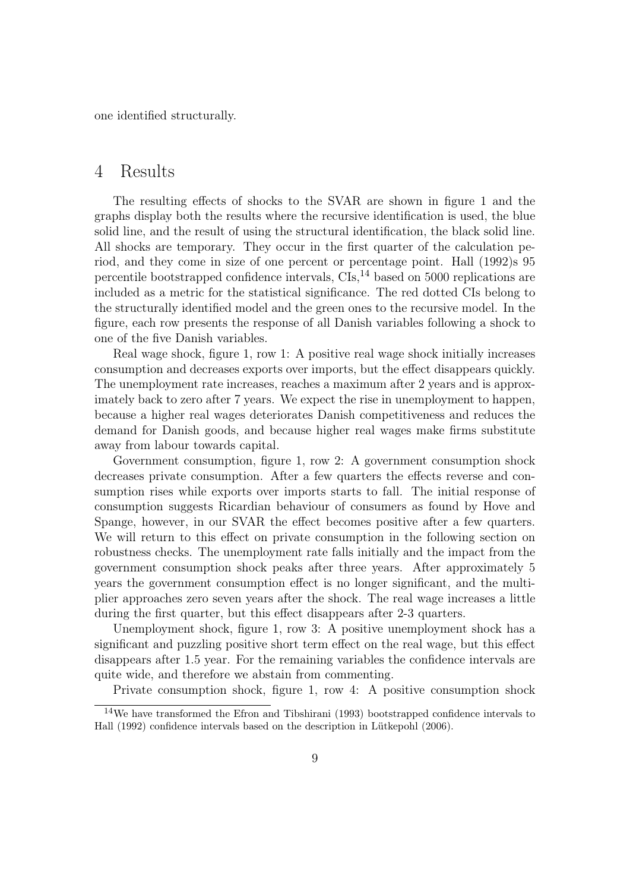one identified structurally.

# 4 Results

The resulting effects of shocks to the SVAR are shown in figure 1 and the graphs display both the results where the recursive identification is used, the blue solid line, and the result of using the structural identification, the black solid line. All shocks are temporary. They occur in the first quarter of the calculation period, and they come in size of one percent or percentage point. Hall (1992)s 95 percentile bootstrapped confidence intervals, CIs,[14] based on 5000 replications are included as a metric for the statistical significance. The red dotted CIs belong to the structurally identified model and the green ones to the recursive model. In the figure, each row presents the response of all Danish variables following a shock to one of the five Danish variables.

Real wage shock, figure 1, row 1: A positive real wage shock initially increases consumption and decreases exports over imports, but the effect disappears quickly. The unemployment rate increases, reaches a maximum after 2 years and is approximately back to zero after 7 years. We expect the rise in unemployment to happen, because a higher real wages deteriorates Danish competitiveness and reduces the demand for Danish goods, and because higher real wages make firms substitute away from labour towards capital.

Government consumption, figure 1, row 2: A government consumption shock decreases private consumption. After a few quarters the effects reverse and consumption rises while exports over imports starts to fall. The initial response of consumption suggests Ricardian behaviour of consumers as found by Hove and Spange, however, in our SVAR the effect becomes positive after a few quarters. We will return to this effect on private consumption in the following section on robustness checks. The unemployment rate falls initially and the impact from the government consumption shock peaks after three years. After approximately 5 years the government consumption effect is no longer significant, and the multiplier approaches zero seven years after the shock. The real wage increases a little during the first quarter, but this effect disappears after 2-3 quarters.

Unemployment shock, figure 1, row 3: A positive unemployment shock has a significant and puzzling positive short term effect on the real wage, but this effect disappears after 1.5 year. For the remaining variables the confidence intervals are quite wide, and therefore we abstain from commenting.

Private consumption shock, figure 1, row 4: A positive consumption shock

[14] We have transformed the Efron and Tibshirani (1993) bootstrapped confidence intervals to Hall (1992) confidence intervals based on the description in Lütkepohl (2006).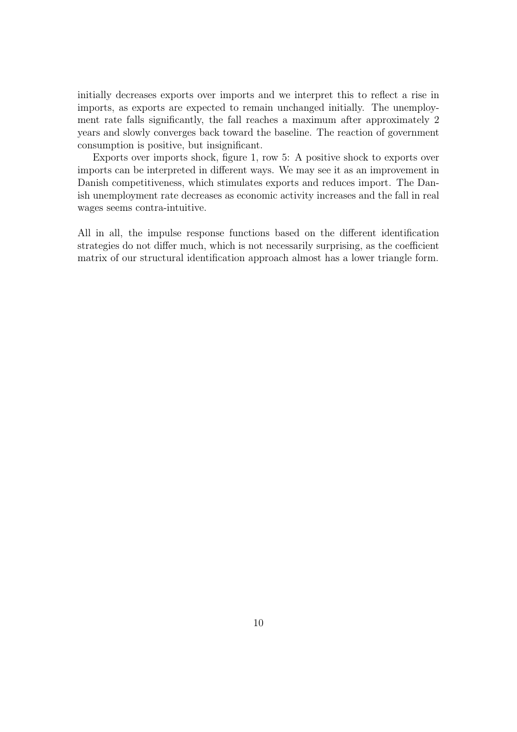initially decreases exports over imports and we interpret this to reflect a rise in imports, as exports are expected to remain unchanged initially. The unemployment rate falls significantly, the fall reaches a maximum after approximately 2 years and slowly converges back toward the baseline. The reaction of government consumption is positive, but insignificant.

Exports over imports shock, figure 1, row 5: A positive shock to exports over imports can be interpreted in different ways. We may see it as an improvement in Danish competitiveness, which stimulates exports and reduces import. The Danish unemployment rate decreases as economic activity increases and the fall in real wages seems contra-intuitive.

All in all, the impulse response functions based on the different identification strategies do not differ much, which is not necessarily surprising, as the coefficient matrix of our structural identification approach almost has a lower triangle form.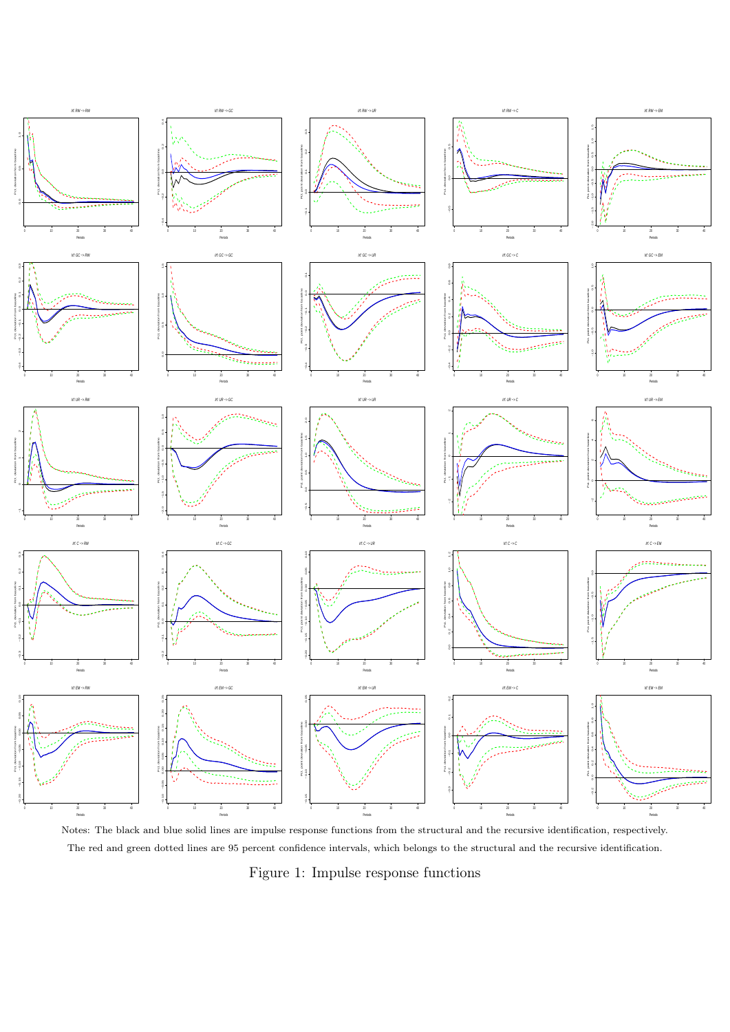Notes: The black and blue solid lines are impulse response functions from the structural and the recursive identification, respectively. The red and green dotted lines are 95 percent confidence intervals, which belongs to the structural and the recursive identification.

Figure 1: Impulse response functions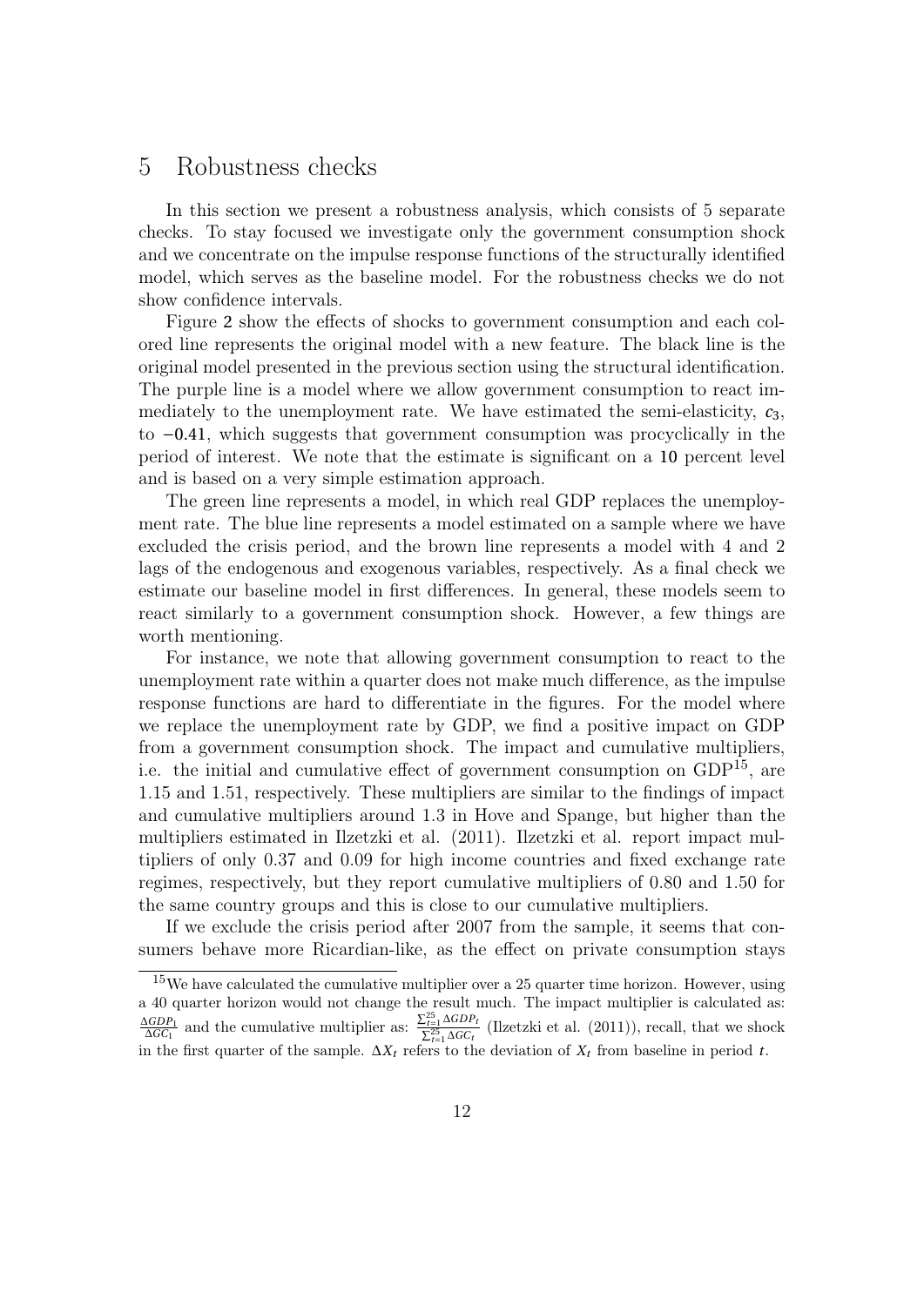## 5 Robustness checks

In this section we present a robustness analysis, which consists of 5 separate checks. To stay focused we investigate only the government consumption shock and we concentrate on the impulse response functions of the structurally identified model, which serves as the baseline model. For the robustness checks we do not show confidence intervals.

Figure 2 show the effects of shocks to government consumption and each colored line represents the original model with a new feature. The black line is the original model presented in the previous section using the structural identification. The purple line is a model where we allow government consumption to react immediately to the unemployment rate. We have estimated the semi-elasticity, $c_3$, to $-0.41$, which suggests that government consumption was procyclically in the period of interest. We note that the estimate is significant on a $10$ percent level and is based on a very simple estimation approach.

The green line represents a model, in which real GDP replaces the unemployment rate. The blue line represents a model estimated on a sample where we have excluded the crisis period, and the brown line represents a model with 4 and 2 lags of the endogenous and exogenous variables, respectively. As a final check we estimate our baseline model in first differences. In general, these models seem to react similarly to a government consumption shock. However, a few things are worth mentioning.

For instance, we note that allowing government consumption to react to the unemployment rate within a quarter does not make much difference, as the impulse response functions are hard to differentiate in the figures. For the model where we replace the unemployment rate by GDP, we find a positive impact on GDP from a government consumption shock. The impact and cumulative multipliers, i.e. the initial and cumulative effect of government consumption on GDP[15], are 1.15 and 1.51, respectively. These multipliers are similar to the findings of impact and cumulative multipliers around 1.3 in Hove and Spange, but higher than the multipliers estimated in Ilzetzki et al. (2011). Ilzetzki et al. report impact multipliers of only 0.37 and 0.09 for high income countries and fixed exchange rate regimes, respectively, but they report cumulative multipliers of 0.80 and 1.50 for the same country groups and this is close to our cumulative multipliers.

If we exclude the crisis period after 2007 from the sample, it seems that consumers behave more Ricardian-like, as the effect on private consumption stays

[15] We have calculated the cumulative multiplier over a 25 quarter time horizon. However, using a 40 quarter horizon would not change the result much. The impact multiplier is calculated as: $\frac{\Delta GDP_1}{\Delta GC_1}$ and the cumulative multiplier as: $\frac{\sum_{t=1}^{25} \Delta GDP_t}{\sum_{t=1}^{25} \Delta GC_t}$ (Ilzetzki et al. (2011)), recall, that we shock in the first quarter of the sample. $\Delta X_t$ refers to the deviation of $X_t$ from baseline in period $t$.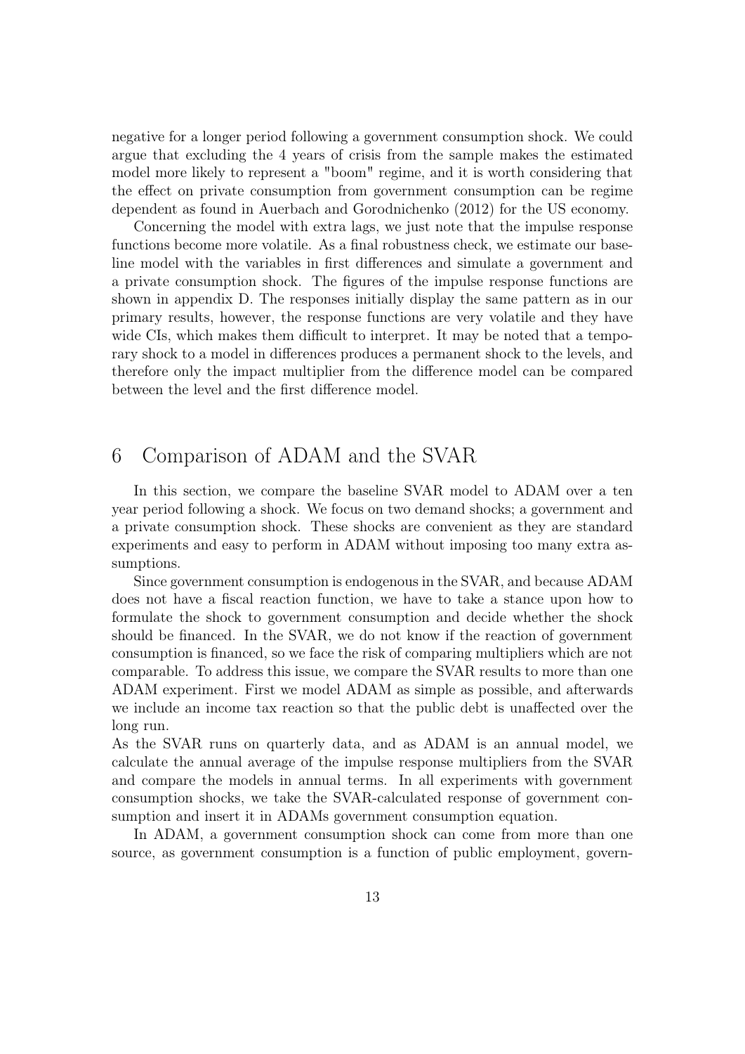negative for a longer period following a government consumption shock. We could argue that excluding the 4 years of crisis from the sample makes the estimated model more likely to represent a "boom" regime, and it is worth considering that the effect on private consumption from government consumption can be regime dependent as found in Auerbach and Gorodnichenko (2012) for the US economy.

Concerning the model with extra lags, we just note that the impulse response functions become more volatile. As a final robustness check, we estimate our baseline model with the variables in first differences and simulate a government and a private consumption shock. The figures of the impulse response functions are shown in appendix D. The responses initially display the same pattern as in our primary results, however, the response functions are very volatile and they have wide CIs, which makes them difficult to interpret. It may be noted that a temporary shock to a model in differences produces a permanent shock to the levels, and therefore only the impact multiplier from the difference model can be compared between the level and the first difference model.

# 6 Comparison of ADAM and the SVAR

In this section, we compare the baseline SVAR model to ADAM over a ten year period following a shock. We focus on two demand shocks; a government and a private consumption shock. These shocks are convenient as they are standard experiments and easy to perform in ADAM without imposing too many extra assumptions.

Since government consumption is endogenous in the SVAR, and because ADAM does not have a fiscal reaction function, we have to take a stance upon how to formulate the shock to government consumption and decide whether the shock should be financed. In the SVAR, we do not know if the reaction of government consumption is financed, so we face the risk of comparing multipliers which are not comparable. To address this issue, we compare the SVAR results to more than one ADAM experiment. First we model ADAM as simple as possible, and afterwards we include an income tax reaction so that the public debt is unaffected over the long run.

As the SVAR runs on quarterly data, and as ADAM is an annual model, we calculate the annual average of the impulse response multipliers from the SVAR and compare the models in annual terms. In all experiments with government consumption shocks, we take the SVAR-calculated response of government consumption and insert it in ADAMs government consumption equation.

In ADAM, a government consumption shock can come from more than one source, as government consumption is a function of public employment, govern-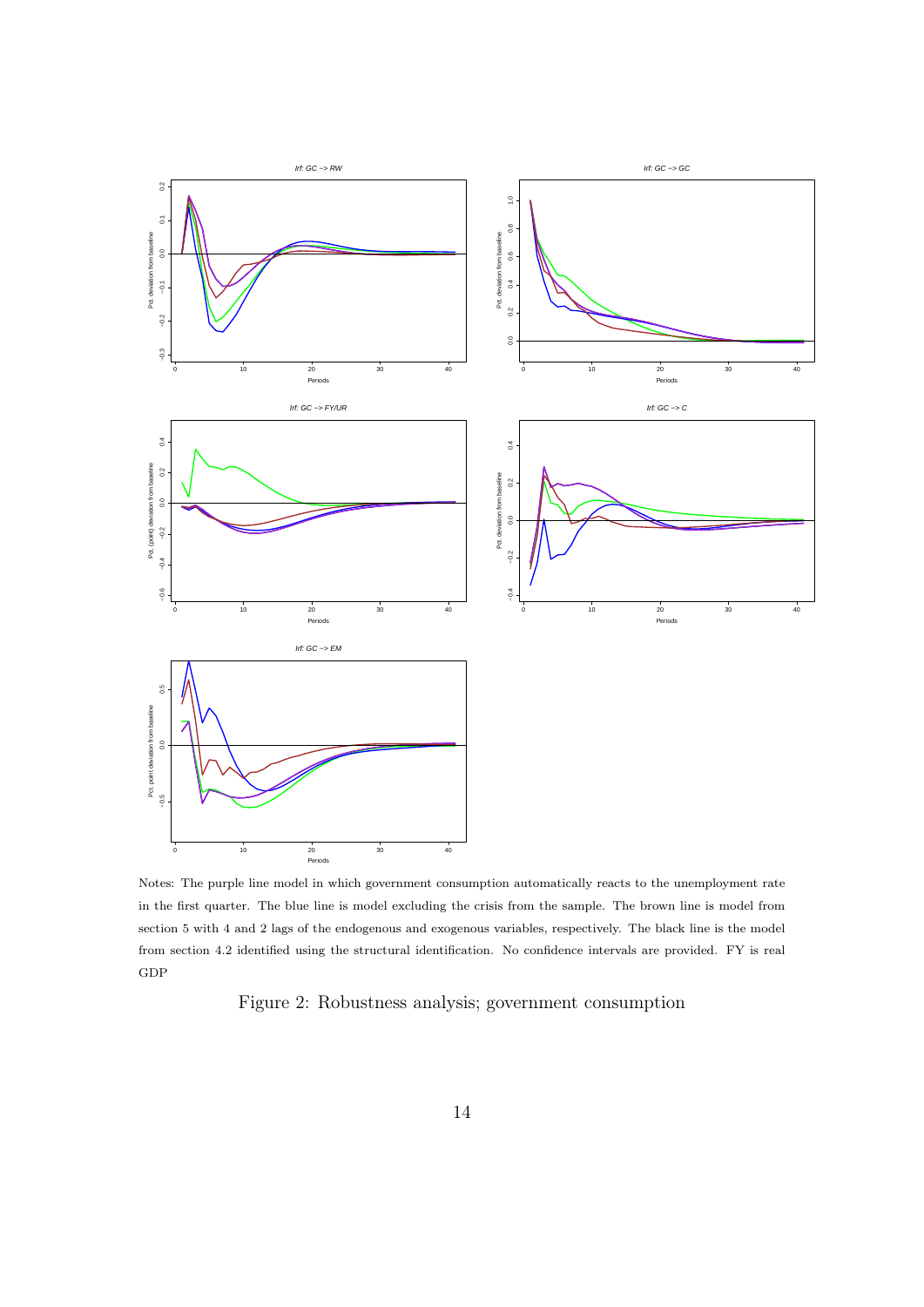Irf: GC –> RW

Pct. deviation from baseline

0.2
0.1
0
−0.1
−0.2
−0.3

0 10 20 30 40

Periods

Irf: GC –> GC

Pct. deviation from baseline

1.0
0.8
0.6
0.4
0.2
0.0

0 10 20 30 40

Periods

Irf: GC –> FY/UR

Pct. (point) deviation from baseline

0.4
0.2
0
−0.2
−0.4
−0.6

0 10 20 30 40

Periods

Irf: GC –> C

Pct. deviation from baseline

0.4
0.2
0.0
−0.2
−0.4

0 10 20 30 40

Periods

Irf: GC –> EM

Pct. point deviation from baseline

0.5
0
−0.5

0 10 20 30 40

Periods

Notes: The purple line model in which government consumption automatically reacts to the unemployment rate in the first quarter. The blue line is model excluding the crisis from the sample. The brown line is model from section 5 with 4 and 2 lags of the endogenous and exogenous variables, respectively. The black line is the model from section 4.2 identified using the structural identification. No confidence intervals are provided. FY is real GDP

Figure 2: Robustness analysis; government consumption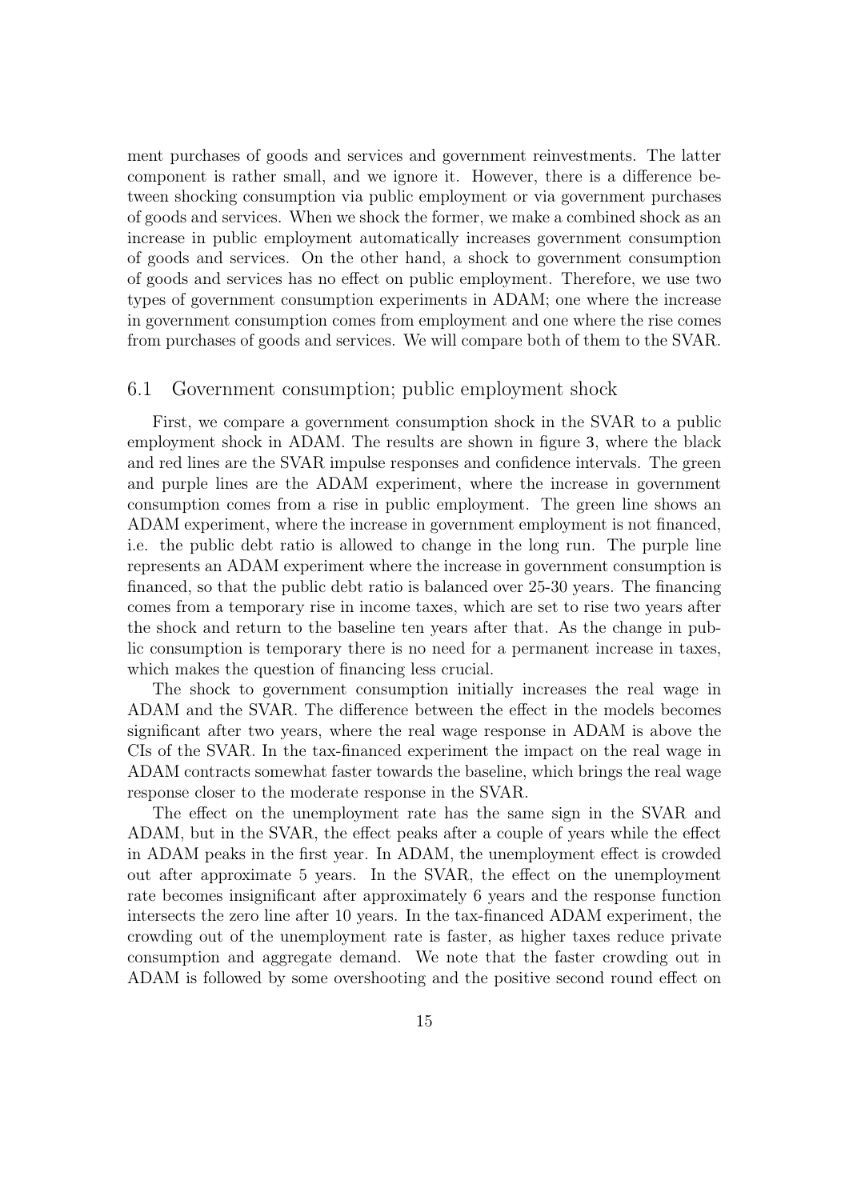ment purchases of goods and services and government reinvestments. The latter component is rather small, and we ignore it. However, there is a difference between shocking consumption via public employment or via government purchases of goods and services. When we shock the former, we make a combined shock as an increase in public employment automatically increases government consumption of goods and services. On the other hand, a shock to government consumption of goods and services has no effect on public employment. Therefore, we use two types of government consumption experiments in ADAM; one where the increase in government consumption comes from employment and one where the rise comes from purchases of goods and services. We will compare both of them to the SVAR.

## 6.1 Government consumption; public employment shock

First, we compare a government consumption shock in the SVAR to a public employment shock in ADAM. The results are shown in figure 3, where the black and red lines are the SVAR impulse responses and confidence intervals. The green and purple lines are the ADAM experiment, where the increase in government consumption comes from a rise in public employment. The green line shows an ADAM experiment, where the increase in government employment is not financed, i.e. the public debt ratio is allowed to change in the long run. The purple line represents an ADAM experiment where the increase in government consumption is financed, so that the public debt ratio is balanced over 25-30 years. The financing comes from a temporary rise in income taxes, which are set to rise two years after the shock and return to the baseline ten years after that. As the change in public consumption is temporary there is no need for a permanent increase in taxes, which makes the question of financing less crucial.

The shock to government consumption initially increases the real wage in ADAM and the SVAR. The difference between the effect in the models becomes significant after two years, where the real wage response in ADAM is above the CIs of the SVAR. In the tax-financed experiment the impact on the real wage in ADAM contracts somewhat faster towards the baseline, which brings the real wage response closer to the moderate response in the SVAR.

The effect on the unemployment rate has the same sign in the SVAR and ADAM, but in the SVAR, the effect peaks after a couple of years while the effect in ADAM peaks in the first year. In ADAM, the unemployment effect is crowded out after approximate 5 years. In the SVAR, the effect on the unemployment rate becomes insignificant after approximately 6 years and the response function intersects the zero line after 10 years. In the tax-financed ADAM experiment, the crowding out of the unemployment rate is faster, as higher taxes reduce private consumption and aggregate demand. We note that the faster crowding out in ADAM is followed by some overshooting and the positive second round effect on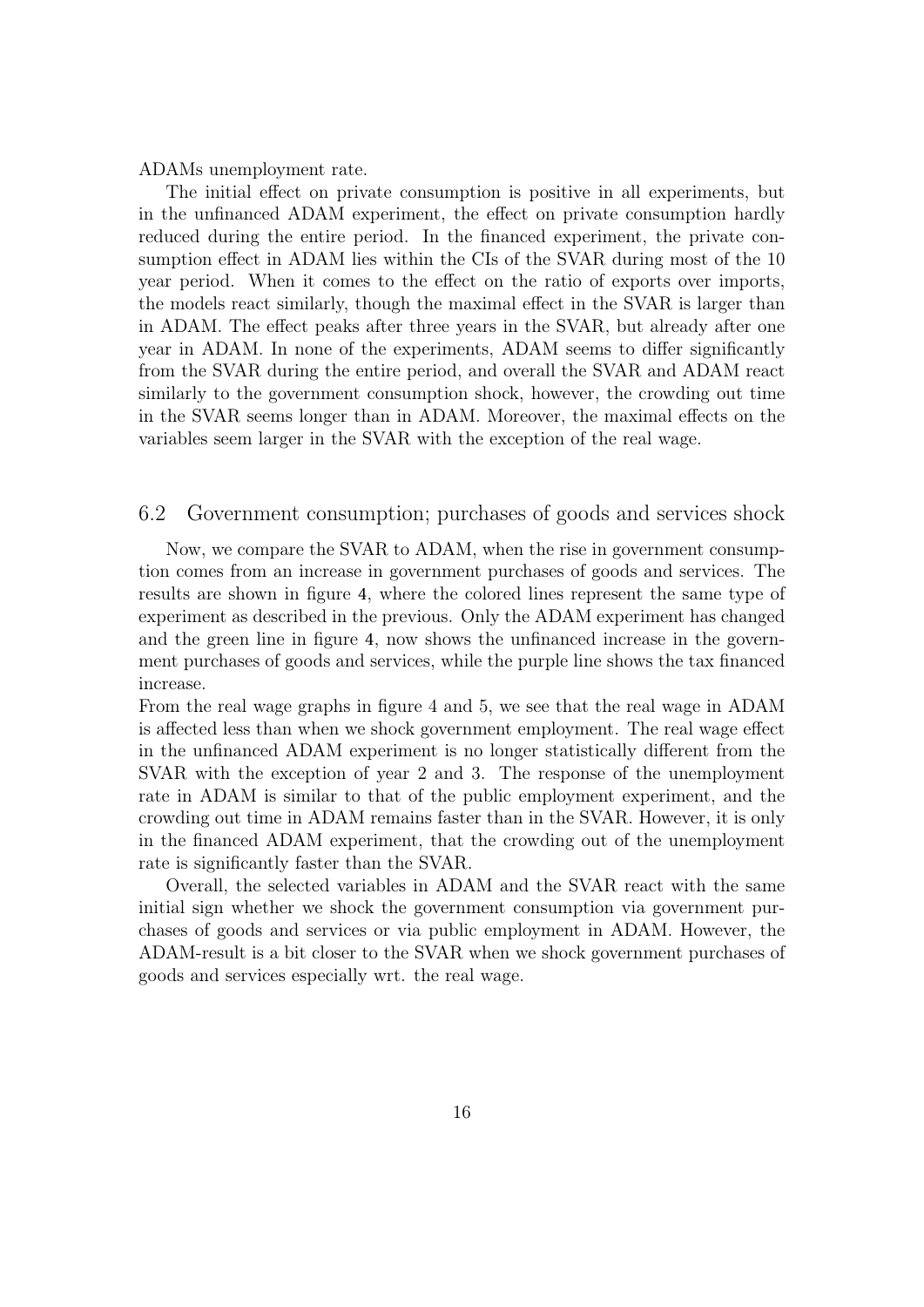ADAMs unemployment rate.

The initial effect on private consumption is positive in all experiments, but in the unfinanced ADAM experiment, the effect on private consumption hardly reduced during the entire period. In the financed experiment, the private consumption effect in ADAM lies within the CIs of the SVAR during most of the 10 year period. When it comes to the effect on the ratio of exports over imports, the models react similarly, though the maximal effect in the SVAR is larger than in ADAM. The effect peaks after three years in the SVAR, but already after one year in ADAM. In none of the experiments, ADAM seems to differ significantly from the SVAR during the entire period, and overall the SVAR and ADAM react similarly to the government consumption shock, however, the crowding out time in the SVAR seems longer than in ADAM. Moreover, the maximal effects on the variables seem larger in the SVAR with the exception of the real wage.

## 6.2 Government consumption; purchases of goods and services shock

Now, we compare the SVAR to ADAM, when the rise in government consumption comes from an increase in government purchases of goods and services. The results are shown in figure 4, where the colored lines represent the same type of experiment as described in the previous. Only the ADAM experiment has changed and the green line in figure 4, now shows the unfinanced increase in the government purchases of goods and services, while the purple line shows the tax financed increase.

From the real wage graphs in figure 4 and 5, we see that the real wage in ADAM is affected less than when we shock government employment. The real wage effect in the unfinanced ADAM experiment is no longer statistically different from the SVAR with the exception of year 2 and 3. The response of the unemployment rate in ADAM is similar to that of the public employment experiment, and the crowding out time in ADAM remains faster than in the SVAR. However, it is only in the financed ADAM experiment, that the crowding out of the unemployment rate is significantly faster than the SVAR.

Overall, the selected variables in ADAM and the SVAR react with the same initial sign whether we shock the government consumption via government purchases of goods and services or via public employment in ADAM. However, the ADAM-result is a bit closer to the SVAR when we shock government purchases of goods and services especially wrt. the real wage.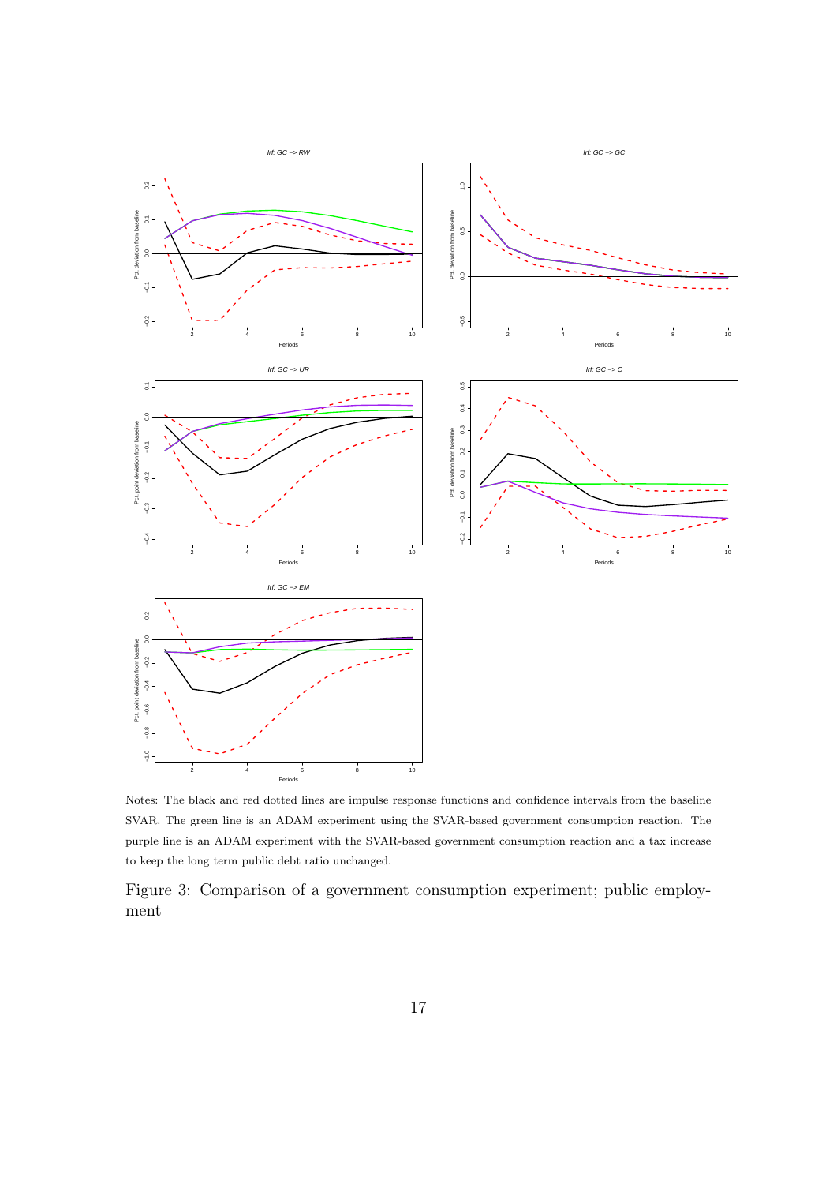Irf: GC -> RW

Pct. deviation from baseline

0.2
0.1
0
−0.1
−0.2

2 4 6 8 10

Periods

Irf: GC -> GC

Pct. deviation from baseline

1.0
0.5
0.0
−0.5

2 4 6 8 10

Periods

Irf: GC -> UR

Pct. point deviation from baseline

0.1
0.0
−0.1
−0.2
−0.3
−0.4

2 4 6 8 10

Periods

Irf: GC -> C

Pct. deviation from baseline

0.5
0.4
0.3
0.2
0.1
0.0
−0.1
−0.2

2 4 6 8 10

Periods

Irf: GC -> EM

Pct. point deviation from baseline

0.2
0.0
−0.2
−0.4
−0.6
−0.8
−1.0

2 4 6 8 10

Periods

Notes: The black and red dotted lines are impulse response functions and confidence intervals from the baseline SVAR. The green line is an ADAM experiment using the SVAR-based government consumption reaction. The purple line is an ADAM experiment with the SVAR-based government consumption reaction and a tax increase to keep the long term public debt ratio unchanged.

Figure 3: Comparison of a government consumption experiment; public employment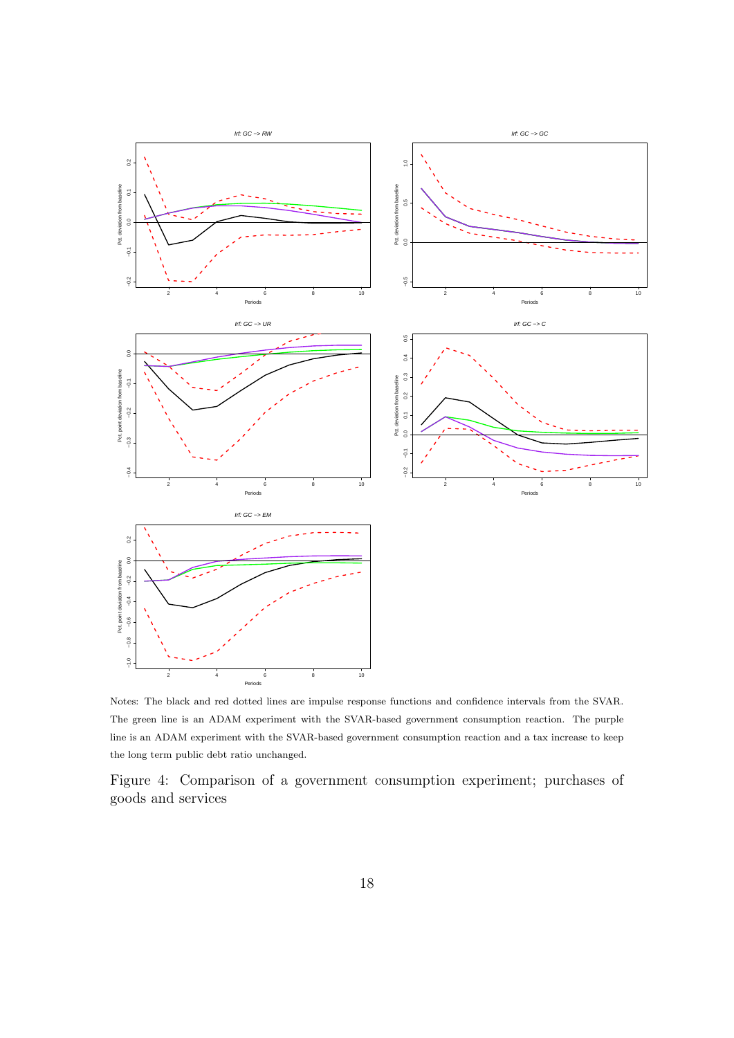Irf: GC –> RW

Pct. deviation from baseline

Periods

Irf: GC –> GC

Pct. deviation from baseline

Periods

Irf: GC –> UR

Pct. point deviation from baseline

Periods

Irf: GC –> C

Pct. deviation from baseline

Periods

Irf: GC –> EM

Pct. point deviation from baseline

Periods

Notes: The black and red dotted lines are impulse response functions and confidence intervals from the SVAR. The green line is an ADAM experiment with the SVAR-based government consumption reaction. The purple line is an ADAM experiment with the SVAR-based government consumption reaction and a tax increase to keep the long term public debt ratio unchanged.

Figure 4: Comparison of a government consumption experiment; purchases of goods and services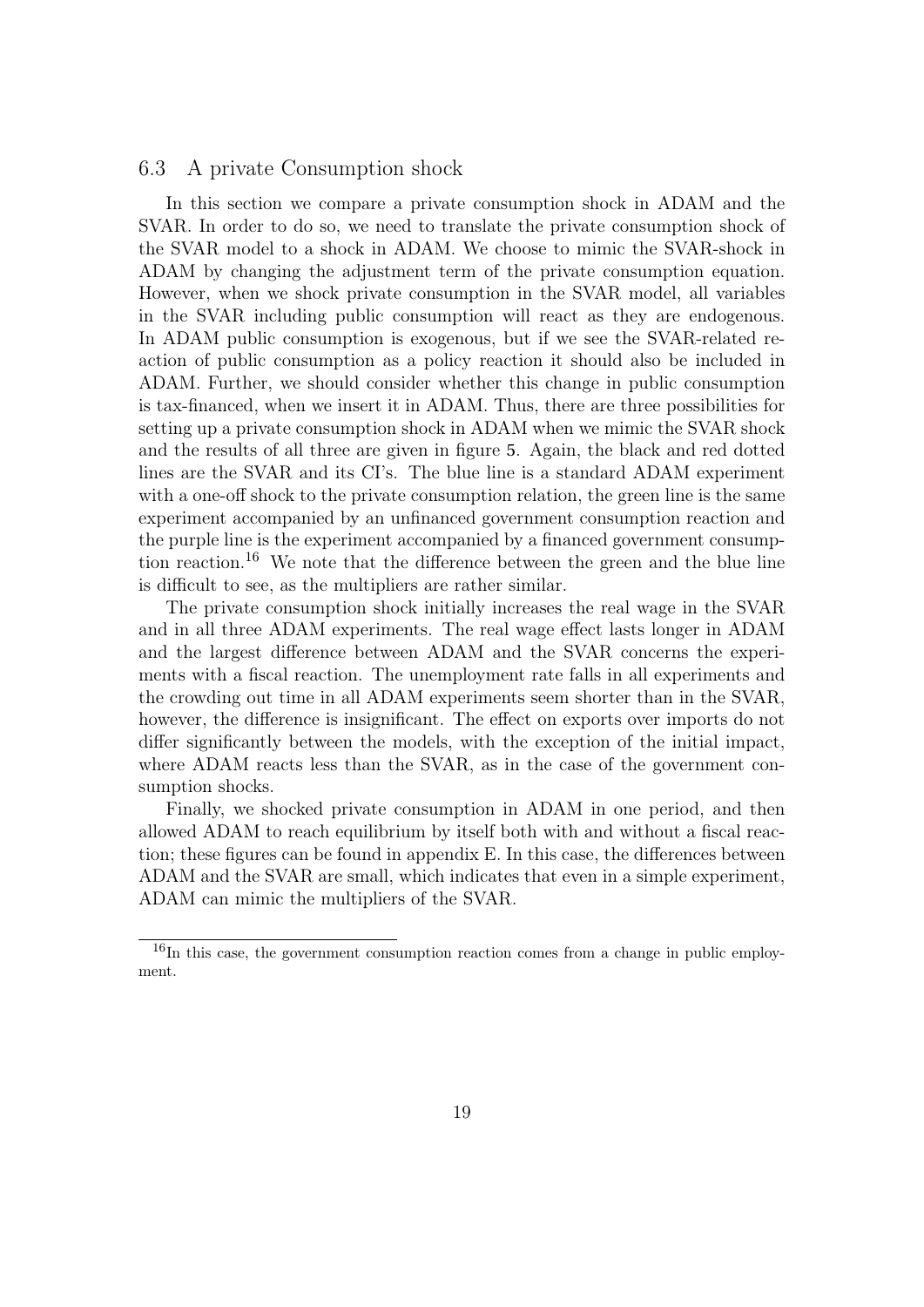### 6.3 A private Consumption shock

In this section we compare a private consumption shock in ADAM and the SVAR. In order to do so, we need to translate the private consumption shock of the SVAR model to a shock in ADAM. We choose to mimic the SVAR-shock in ADAM by changing the adjustment term of the private consumption equation. However, when we shock private consumption in the SVAR model, all variables in the SVAR including public consumption will react as they are endogenous. In ADAM public consumption is exogenous, but if we see the SVAR-related reaction of public consumption as a policy reaction it should also be included in ADAM. Further, we should consider whether this change in public consumption is tax-financed, when we insert it in ADAM. Thus, there are three possibilities for setting up a private consumption shock in ADAM when we mimic the SVAR shock and the results of all three are given in figure 5. Again, the black and red dotted lines are the SVAR and its CI's. The blue line is a standard ADAM experiment with a one-off shock to the private consumption relation, the green line is the same experiment accompanied by an unfinanced government consumption reaction and the purple line is the experiment accompanied by a financed government consumption reaction.[16] We note that the difference between the green and the blue line is difficult to see, as the multipliers are rather similar.

The private consumption shock initially increases the real wage in the SVAR and in all three ADAM experiments. The real wage effect lasts longer in ADAM and the largest difference between ADAM and the SVAR concerns the experiments with a fiscal reaction. The unemployment rate falls in all experiments and the crowding out time in all ADAM experiments seem shorter than in the SVAR, however, the difference is insignificant. The effect on exports over imports do not differ significantly between the models, with the exception of the initial impact, where ADAM reacts less than the SVAR, as in the case of the government consumption shocks.

Finally, we shocked private consumption in ADAM in one period, and then allowed ADAM to reach equilibrium by itself both with and without a fiscal reaction; these figures can be found in appendix E. In this case, the differences between ADAM and the SVAR are small, which indicates that even in a simple experiment, ADAM can mimic the multipliers of the SVAR.

[16] In this case, the government consumption reaction comes from a change in public employment.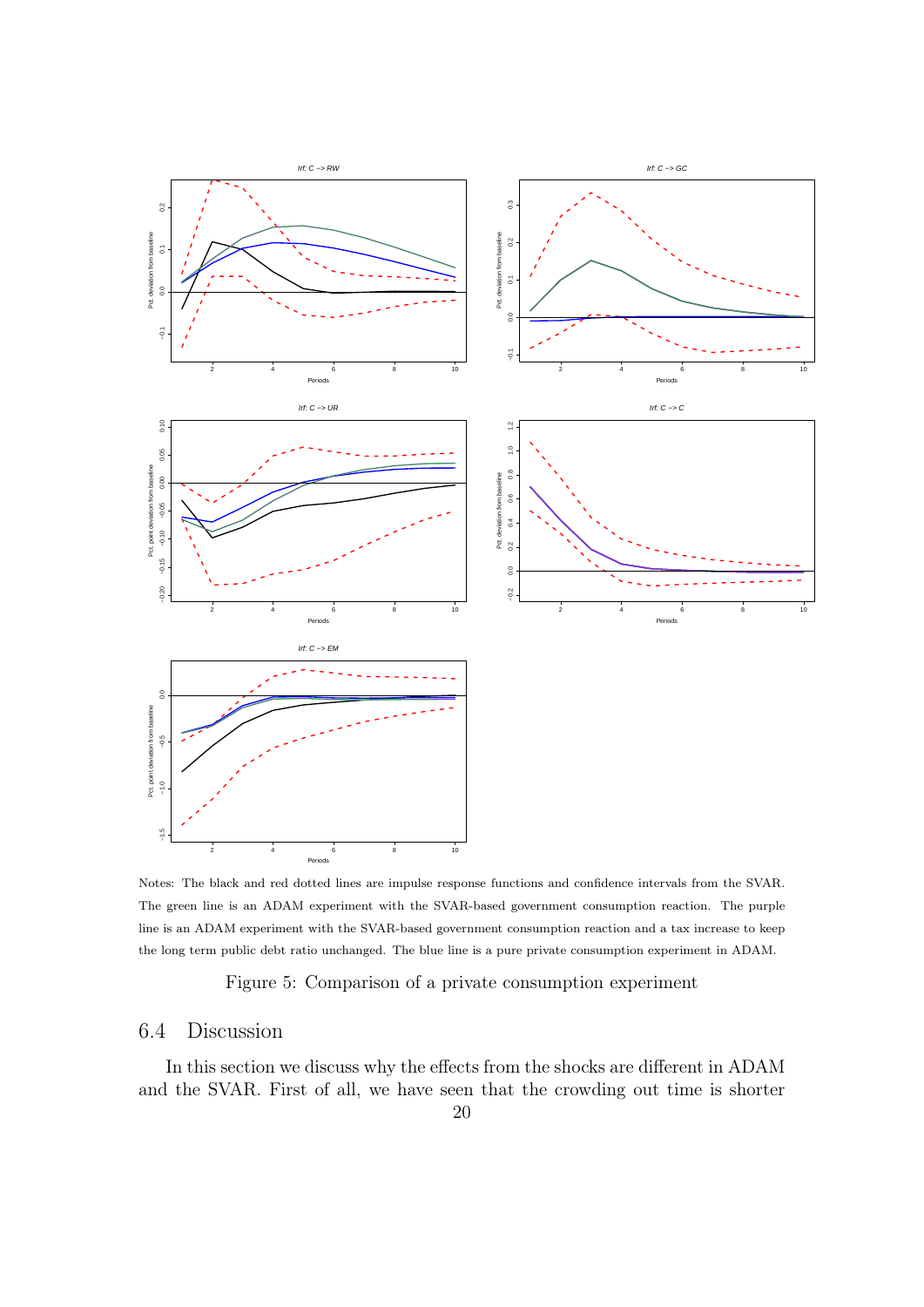Irf: C –> RW

Pct. deviation from baseline

−0.1 0 0.1 0.2

2 4 6 8 10

Periods

Irf: C –> GC

Pct. deviation from baseline

−0.1 0.0 0.1 0.2 0.3

2 4 6 8 10

Periods

Irf: C –> UR

Pct. point deviation from baseline

−0.20 −0.15 −0.10 −0.05 0.00 0.05 0.10

2 4 6 8 10

Periods

Irf: C –> C

Pct. deviation from baseline

−0.2 0.0 0.2 0.4 0.6 0.8 1.0 1.2

2 4 6 8 10

Periods

Irf: C –> EM

Pct. point deviation from baseline

−1.5 −1.0 −0.5 0.0

2 4 6 8 10

Periods

Notes: The black and red dotted lines are impulse response functions and confidence intervals from the SVAR. The green line is an ADAM experiment with the SVAR-based government consumption reaction. The purple line is an ADAM experiment with the SVAR-based government consumption reaction and a tax increase to keep the long term public debt ratio unchanged. The blue line is a pure private consumption experiment in ADAM.

Figure 5: Comparison of a private consumption experiment

## 6.4 Discussion

In this section we discuss why the effects from the shocks are different in ADAM and the SVAR. First of all, we have seen that the crowding out time is shorter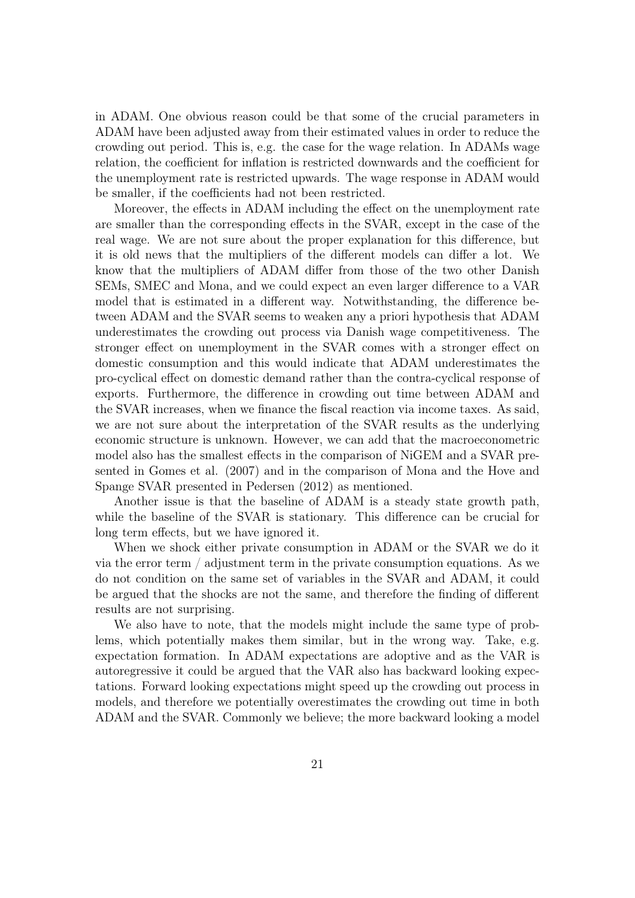in ADAM. One obvious reason could be that some of the crucial parameters in ADAM have been adjusted away from their estimated values in order to reduce the crowding out period. This is, e.g. the case for the wage relation. In ADAMs wage relation, the coefficient for inflation is restricted downwards and the coefficient for the unemployment rate is restricted upwards. The wage response in ADAM would be smaller, if the coefficients had not been restricted.

Moreover, the effects in ADAM including the effect on the unemployment rate are smaller than the corresponding effects in the SVAR, except in the case of the real wage. We are not sure about the proper explanation for this difference, but it is old news that the multipliers of the different models can differ a lot. We know that the multipliers of ADAM differ from those of the two other Danish SEMs, SMEC and Mona, and we could expect an even larger difference to a VAR model that is estimated in a different way. Notwithstanding, the difference between ADAM and the SVAR seems to weaken any a priori hypothesis that ADAM underestimates the crowding out process via Danish wage competitiveness. The stronger effect on unemployment in the SVAR comes with a stronger effect on domestic consumption and this would indicate that ADAM underestimates the pro-cyclical effect on domestic demand rather than the contra-cyclical response of exports. Furthermore, the difference in crowding out time between ADAM and the SVAR increases, when we finance the fiscal reaction via income taxes. As said, we are not sure about the interpretation of the SVAR results as the underlying economic structure is unknown. However, we can add that the macroeconometric model also has the smallest effects in the comparison of NiGEM and a SVAR presented in Gomes et al. (2007) and in the comparison of Mona and the Hove and Spange SVAR presented in Pedersen (2012) as mentioned.

Another issue is that the baseline of ADAM is a steady state growth path, while the baseline of the SVAR is stationary. This difference can be crucial for long term effects, but we have ignored it.

When we shock either private consumption in ADAM or the SVAR we do it via the error term / adjustment term in the private consumption equations. As we do not condition on the same set of variables in the SVAR and ADAM, it could be argued that the shocks are not the same, and therefore the finding of different results are not surprising.

We also have to note, that the models might include the same type of problems, which potentially makes them similar, but in the wrong way. Take, e.g. expectation formation. In ADAM expectations are adoptive and as the VAR is autoregressive it could be argued that the VAR also has backward looking expectations. Forward looking expectations might speed up the crowding out process in models, and therefore we potentially overestimates the crowding out time in both ADAM and the SVAR. Commonly we believe; the more backward looking a model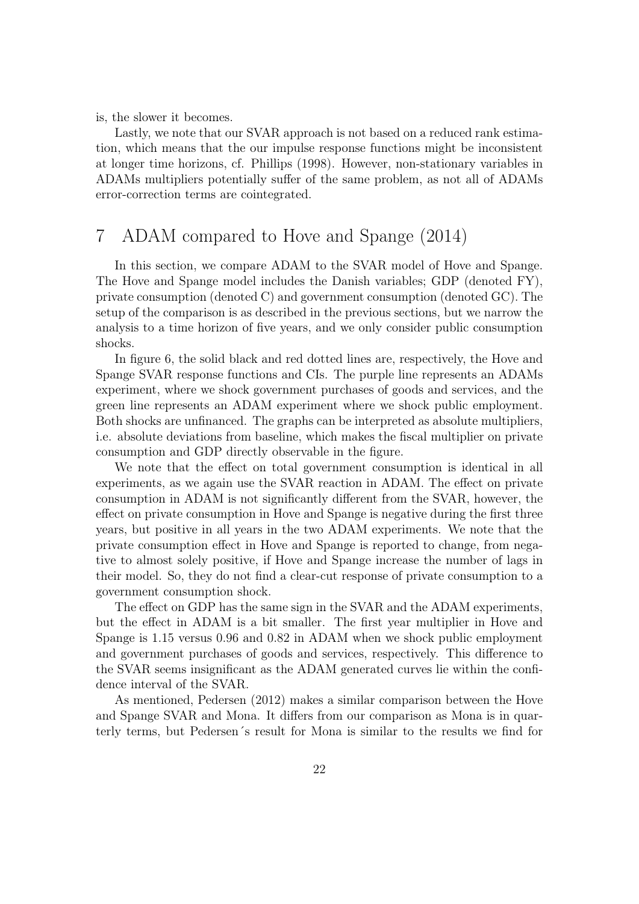is, the slower it becomes.

Lastly, we note that our SVAR approach is not based on a reduced rank estimation, which means that the our impulse response functions might be inconsistent at longer time horizons, cf. Phillips (1998). However, non-stationary variables in ADAMs multipliers potentially suffer of the same problem, as not all of ADAMs error-correction terms are cointegrated.

# 7 ADAM compared to Hove and Spange (2014)

In this section, we compare ADAM to the SVAR model of Hove and Spange. The Hove and Spange model includes the Danish variables; GDP (denoted FY), private consumption (denoted C) and government consumption (denoted GC). The setup of the comparison is as described in the previous sections, but we narrow the analysis to a time horizon of five years, and we only consider public consumption shocks.

In figure 6, the solid black and red dotted lines are, respectively, the Hove and Spange SVAR response functions and CIs. The purple line represents an ADAMs experiment, where we shock government purchases of goods and services, and the green line represents an ADAM experiment where we shock public employment. Both shocks are unfinanced. The graphs can be interpreted as absolute multipliers, i.e. absolute deviations from baseline, which makes the fiscal multiplier on private consumption and GDP directly observable in the figure.

We note that the effect on total government consumption is identical in all experiments, as we again use the SVAR reaction in ADAM. The effect on private consumption in ADAM is not significantly different from the SVAR, however, the effect on private consumption in Hove and Spange is negative during the first three years, but positive in all years in the two ADAM experiments. We note that the private consumption effect in Hove and Spange is reported to change, from negative to almost solely positive, if Hove and Spange increase the number of lags in their model. So, they do not find a clear-cut response of private consumption to a government consumption shock.

The effect on GDP has the same sign in the SVAR and the ADAM experiments, but the effect in ADAM is a bit smaller. The first year multiplier in Hove and Spange is 1.15 versus 0.96 and 0.82 in ADAM when we shock public employment and government purchases of goods and services, respectively. This difference to the SVAR seems insignificant as the ADAM generated curves lie within the confidence interval of the SVAR.

As mentioned, Pedersen (2012) makes a similar comparison between the Hove and Spange SVAR and Mona. It differs from our comparison as Mona is in quarterly terms, but Pedersen´s result for Mona is similar to the results we find for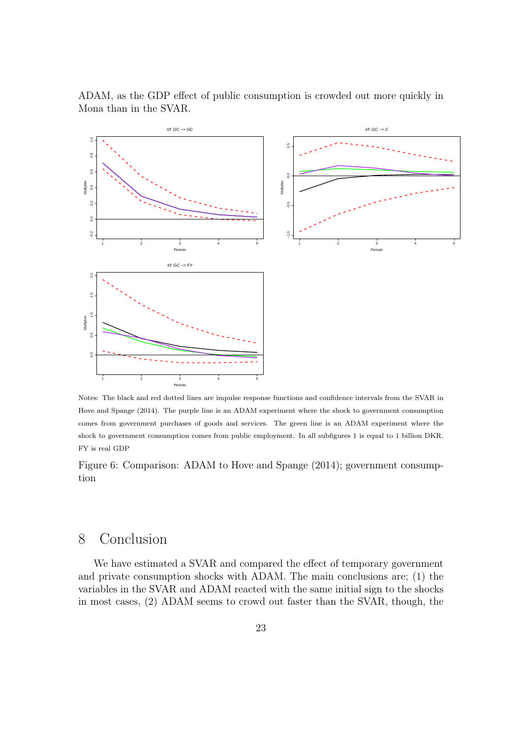ADAM, as the GDP effect of public consumption is crowded out more quickly in Mona than in the SVAR.

Notes: The black and red dotted lines are impulse response functions and confidence intervals from the SVAR in Hove and Spange (2014). The purple line is an ADAM experiment where the shock to government consumption comes from government purchases of goods and services. The green line is an ADAM experiment where the shock to government consumption comes from public employment. In all subfigures 1 is equal to 1 billion DKR. FY is real GDP

Figure 6: Comparison: ADAM to Hove and Spange (2014); government consumption

# 8 Conclusion

We have estimated a SVAR and compared the effect of temporary government and private consumption shocks with ADAM. The main conclusions are; (1) the variables in the SVAR and ADAM reacted with the same initial sign to the shocks in most cases, (2) ADAM seems to crowd out faster than the SVAR, though, the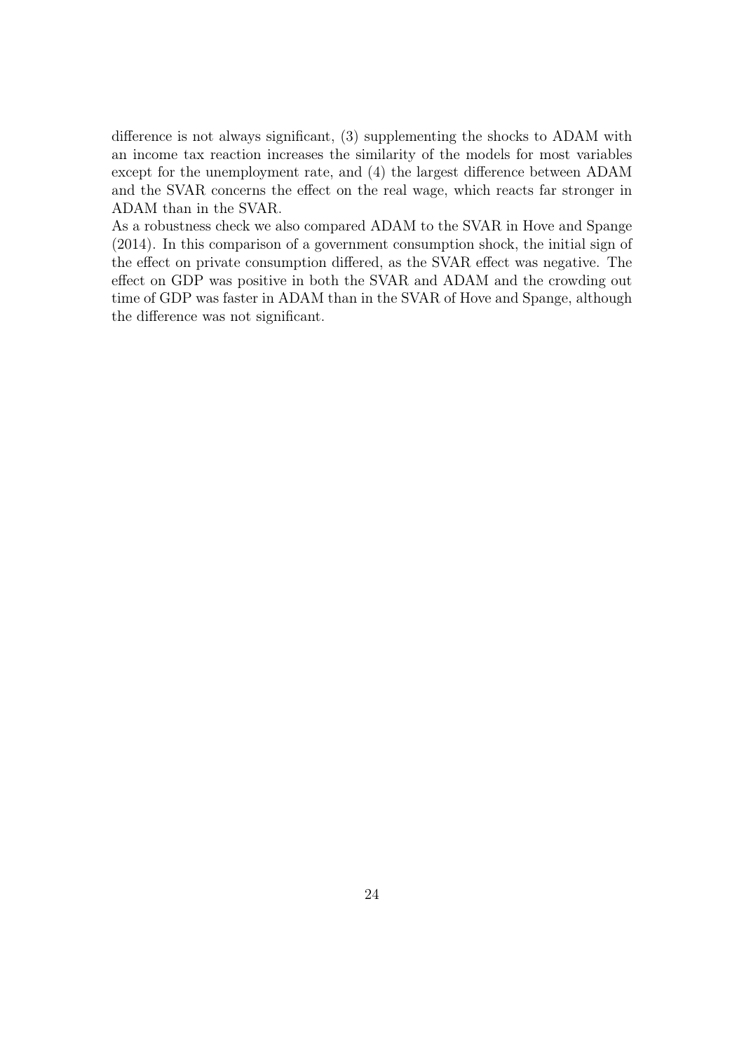difference is not always significant, (3) supplementing the shocks to ADAM with an income tax reaction increases the similarity of the models for most variables except for the unemployment rate, and (4) the largest difference between ADAM and the SVAR concerns the effect on the real wage, which reacts far stronger in ADAM than in the SVAR.

As a robustness check we also compared ADAM to the SVAR in Hove and Spange (2014). In this comparison of a government consumption shock, the initial sign of the effect on private consumption differed, as the SVAR effect was negative. The effect on GDP was positive in both the SVAR and ADAM and the crowding out time of GDP was faster in ADAM than in the SVAR of Hove and Spange, although the difference was not significant.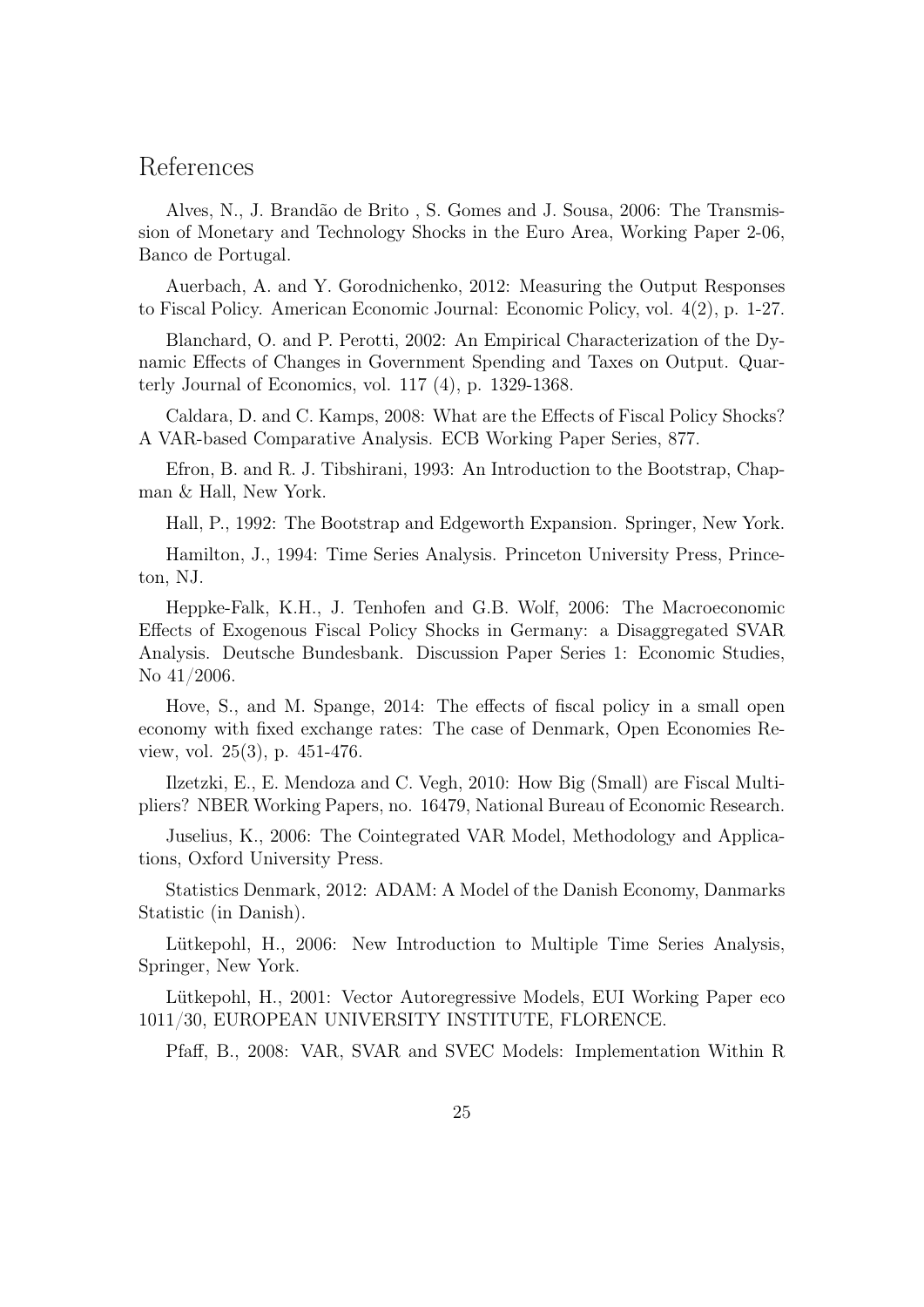# References

Alves, N., J. Brandão de Brito , S. Gomes and J. Sousa, 2006: The Transmission of Monetary and Technology Shocks in the Euro Area, Working Paper 2-06, Banco de Portugal.

Auerbach, A. and Y. Gorodnichenko, 2012: Measuring the Output Responses to Fiscal Policy. American Economic Journal: Economic Policy, vol. 4(2), p. 1-27.

Blanchard, O. and P. Perotti, 2002: An Empirical Characterization of the Dynamic Effects of Changes in Government Spending and Taxes on Output. Quarterly Journal of Economics, vol. 117 (4), p. 1329-1368.

Caldara, D. and C. Kamps, 2008: What are the Effects of Fiscal Policy Shocks? A VAR-based Comparative Analysis. ECB Working Paper Series, 877.

Efron, B. and R. J. Tibshirani, 1993: An Introduction to the Bootstrap, Chapman & Hall, New York.

Hall, P., 1992: The Bootstrap and Edgeworth Expansion. Springer, New York.

Hamilton, J., 1994: Time Series Analysis. Princeton University Press, Princeton, NJ.

Heppke-Falk, K.H., J. Tenhofen and G.B. Wolf, 2006: The Macroeconomic Effects of Exogenous Fiscal Policy Shocks in Germany: a Disaggregated SVAR Analysis. Deutsche Bundesbank. Discussion Paper Series 1: Economic Studies, No 41/2006.

Hove, S., and M. Spange, 2014: The effects of fiscal policy in a small open economy with fixed exchange rates: The case of Denmark, Open Economies Review, vol. 25(3), p. 451-476.

Ilzetzki, E., E. Mendoza and C. Vegh, 2010: How Big (Small) are Fiscal Multipliers? NBER Working Papers, no. 16479, National Bureau of Economic Research.

Juselius, K., 2006: The Cointegrated VAR Model, Methodology and Applications, Oxford University Press.

Statistics Denmark, 2012: ADAM: A Model of the Danish Economy, Danmarks Statistic (in Danish).

Lütkepohl, H., 2006: New Introduction to Multiple Time Series Analysis, Springer, New York.

Lütkepohl, H., 2001: Vector Autoregressive Models, EUI Working Paper eco 1011/30, EUROPEAN UNIVERSITY INSTITUTE, FLORENCE.

Pfaff, B., 2008: VAR, SVAR and SVEC Models: Implementation Within R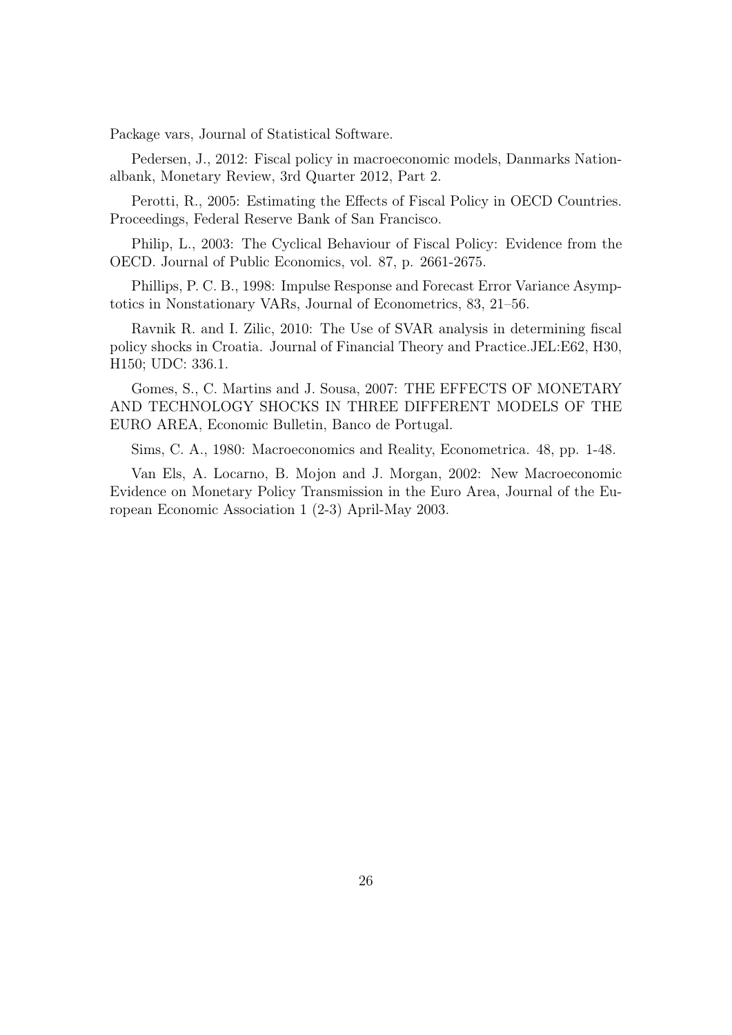Package vars, Journal of Statistical Software.

Pedersen, J., 2012: Fiscal policy in macroeconomic models, Danmarks Nationalbank, Monetary Review, 3rd Quarter 2012, Part 2.

Perotti, R., 2005: Estimating the Effects of Fiscal Policy in OECD Countries. Proceedings, Federal Reserve Bank of San Francisco.

Philip, L., 2003: The Cyclical Behaviour of Fiscal Policy: Evidence from the OECD. Journal of Public Economics, vol. 87, p. 2661-2675.

Phillips, P. C. B., 1998: Impulse Response and Forecast Error Variance Asymptotics in Nonstationary VARs, Journal of Econometrics, 83, 21–56.

Ravnik R. and I. Zilic, 2010: The Use of SVAR analysis in determining fiscal policy shocks in Croatia. Journal of Financial Theory and Practice.JEL:E62, H30, H150; UDC: 336.1.

Gomes, S., C. Martins and J. Sousa, 2007: THE EFFECTS OF MONETARY AND TECHNOLOGY SHOCKS IN THREE DIFFERENT MODELS OF THE EURO AREA, Economic Bulletin, Banco de Portugal.

Sims, C. A., 1980: Macroeconomics and Reality, Econometrica. 48, pp. 1-48.

Van Els, A. Locarno, B. Mojon and J. Morgan, 2002: New Macroeconomic Evidence on Monetary Policy Transmission in the Euro Area, Journal of the European Economic Association 1 (2-3) April-May 2003.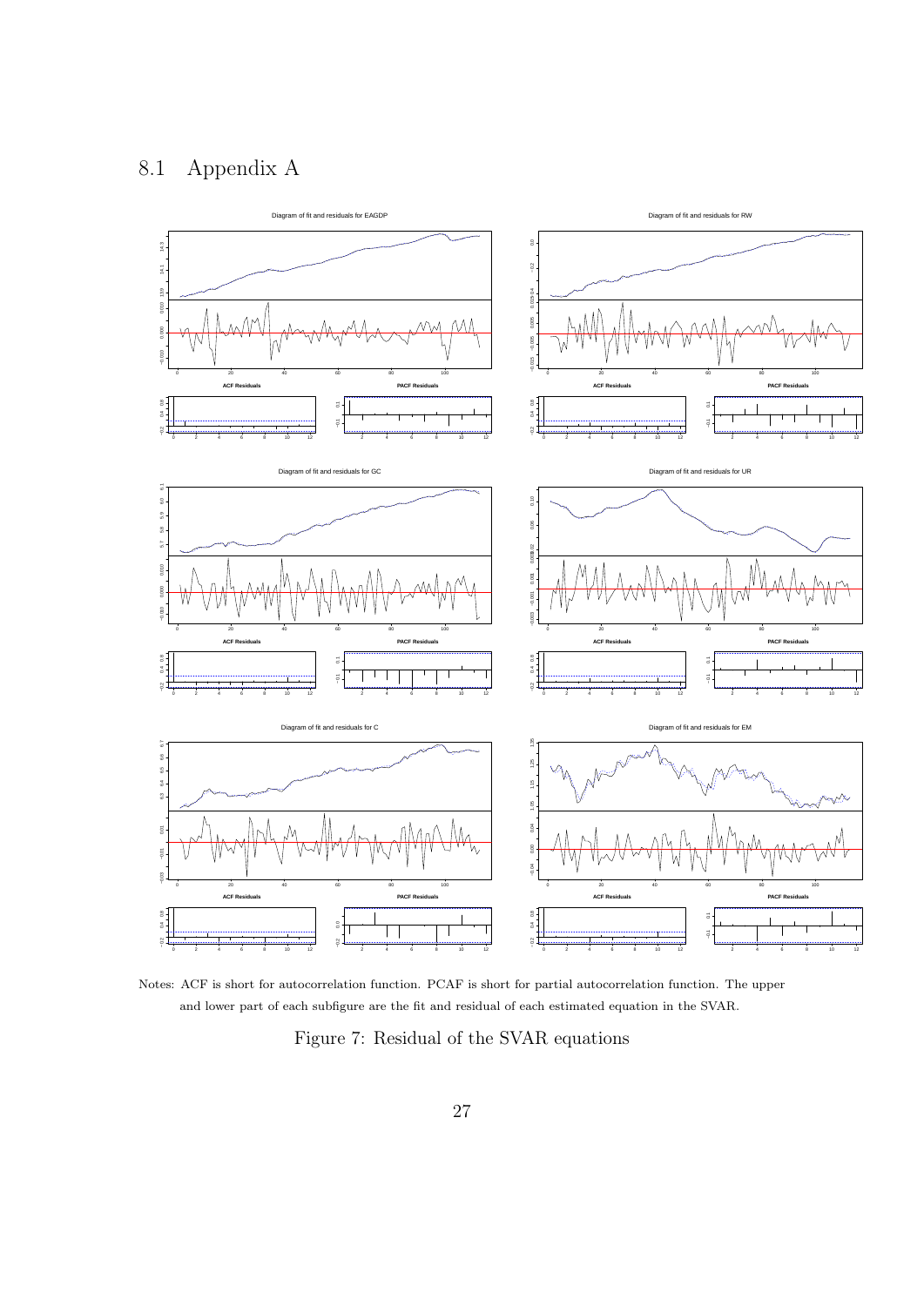## 8.1 Appendix A

Diagram of fit and residuals for EAGDP

ACF Residuals

PACF Residuals

Diagram of fit and residuals for RW

ACF Residuals

PACF Residuals

Diagram of fit and residuals for GC

ACF Residuals

PACF Residuals

Diagram of fit and residuals for UR

ACF Residuals

PACF Residuals

Diagram of fit and residuals for C

ACF Residuals

PACF Residuals

Diagram of fit and residuals for EM

ACF Residuals

PACF Residuals

Notes: ACF is short for autocorrelation function. PCAF is short for partial autocorrelation function. The upper and lower part of each subfigure are the fit and residual of each estimated equation in the SVAR.

Figure 7: Residual of the SVAR equations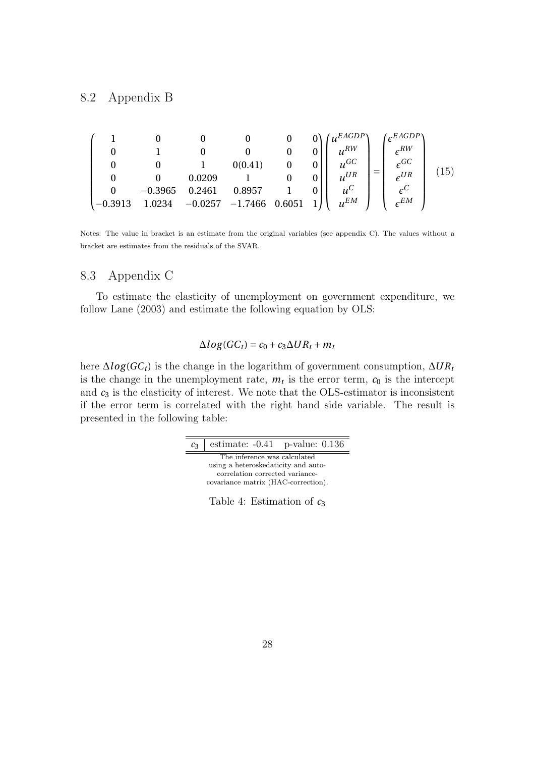## 8.2 Appendix B

$$
\begin{pmatrix}
1 & 0 & 0 & 0 & 0 & 0 \\
0 & 1 & 0 & 0 & 0 & 0 \\
0 & 0 & 1 & 0(0.41) & 0 & 0 \\
0 & 0 & 0.0209 & 1 & 0 & 0 \\
0 & -0.3965 & 0.2461 & 0.8957 & 1 & 0 \\
-0.3913 & 1.0234 & -0.0257 & -1.7466 & 0.6051 & 1
\end{pmatrix}
\begin{pmatrix}
u^{EAGDP} \\ u^{RW} \\ u^{GC} \\ u^{UR} \\ u^{C} \\ u^{EM}
\end{pmatrix}
=
\begin{pmatrix}
\epsilon^{EAGDP} \\ \epsilon^{RW} \\ \epsilon^{GC} \\ \epsilon^{UR} \\ \epsilon^{C} \\ \epsilon^{EM}
\end{pmatrix}
\quad (15)
$$

Notes: The value in bracket is an estimate from the original variables (see appendix C). The values without a bracket are estimates from the residuals of the SVAR.

## 8.3 Appendix C

To estimate the elasticity of unemployment on government expenditure, we follow Lane (2003) and estimate the following equation by OLS:

$$\Delta log(GC_t) = c_0 + c_3 \Delta UR_t + m_t$$

here $\Delta log(GC_t)$ is the change in the logarithm of government consumption, $\Delta UR_t$ is the change in the unemployment rate, $m_t$ is the error term, $c_0$ is the intercept and $c_3$ is the elasticity of interest. We note that the OLS-estimator is inconsistent if the error term is correlated with the right hand side variable. The result is presented in the following table:

| | | |
|---|---|---|
| $c_3$ | estimate: -0.41 | p-value: 0.136 |

The inference was calculated using a heteroskedaticity and autocorrelation corrected variance-covariance matrix (HAC-correction).

Table 4: Estimation of $c_3$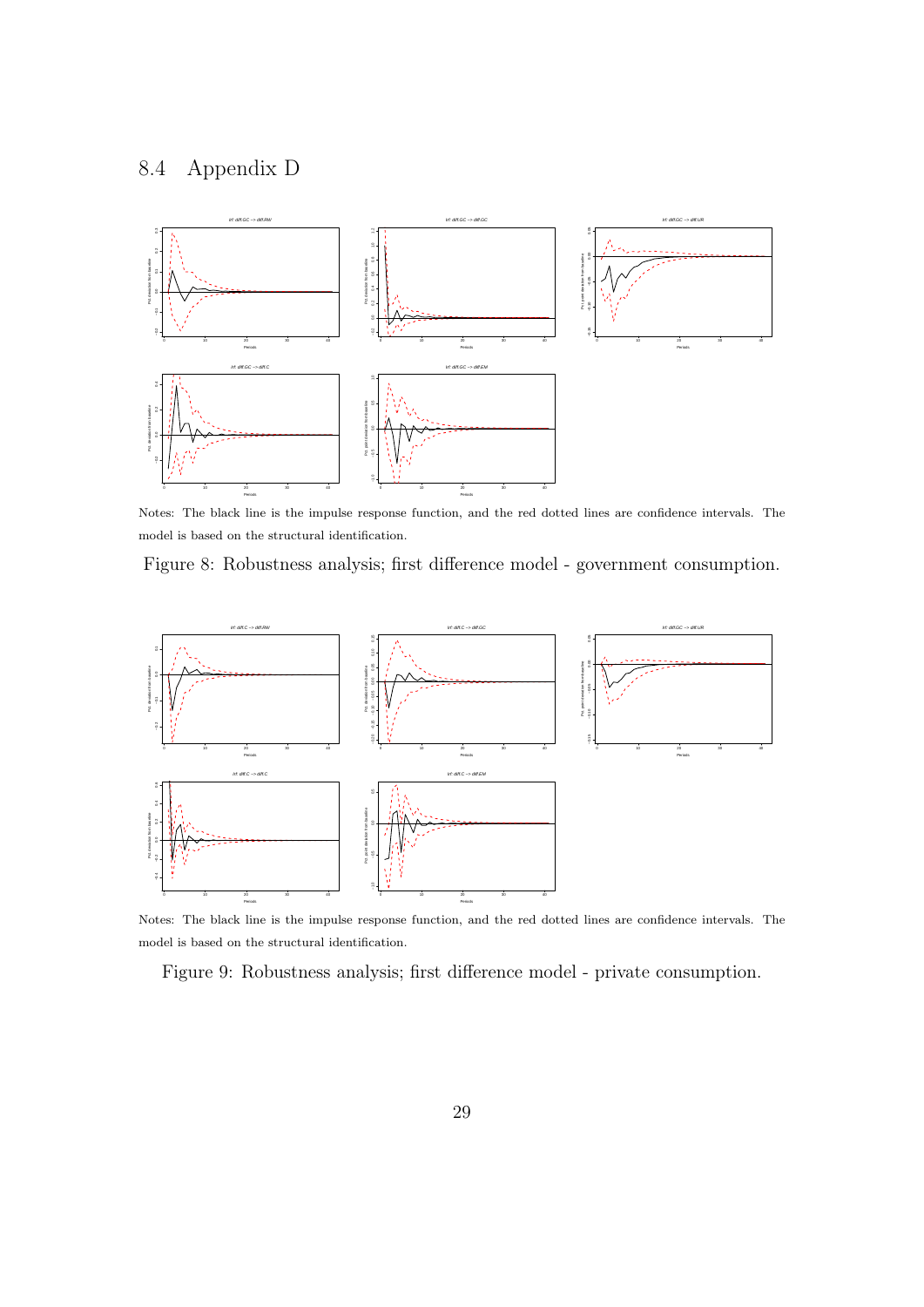## 8.4 Appendix D

irf: diff.GC -> diff.RW

irf: diff.GC -> diff.GC

irf: diff.GC -> diff.UR

irf: diff.GC -> diff.C

irf: diff.GC -> diff.EM

Notes: The black line is the impulse response function, and the red dotted lines are confidence intervals. The model is based on the structural identification.

Figure 8: Robustness analysis; first difference model - government consumption.

irf: diff.C -> diff.RW

irf: diff.C -> diff.GC

irf: diff.GC -> diff.UR

irf: diff.C -> diff.C

irf: diff.C -> diff.EM

Notes: The black line is the impulse response function, and the red dotted lines are confidence intervals. The model is based on the structural identification.

Figure 9: Robustness analysis; first difference model - private consumption.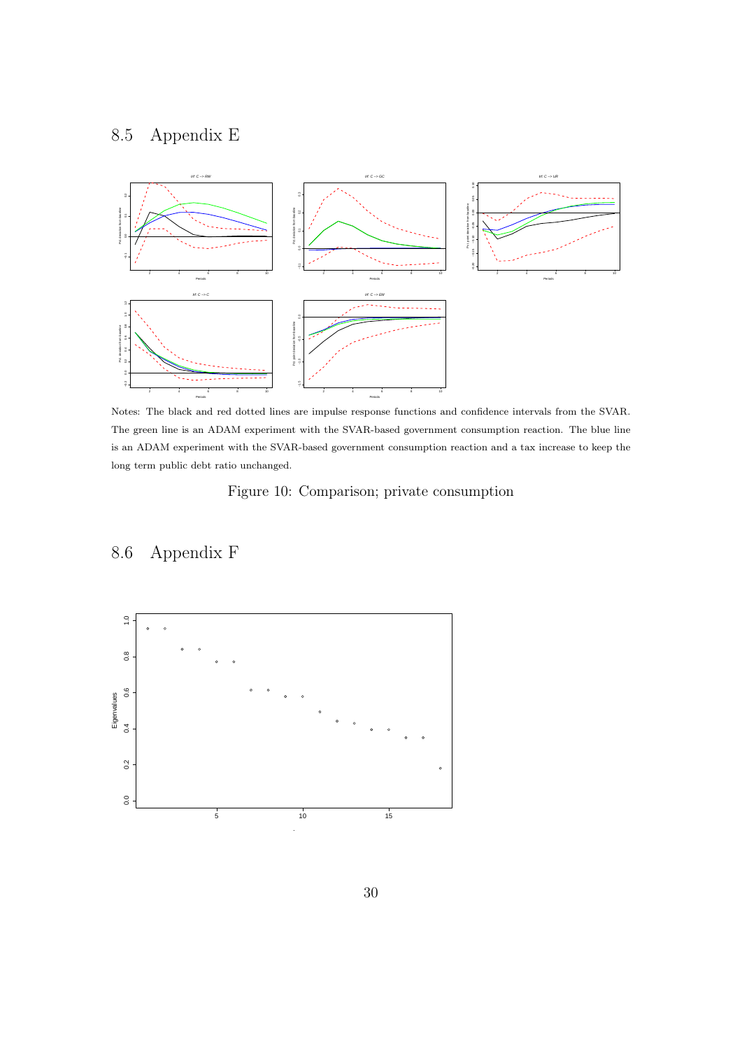## 8.5 Appendix E

irf: C --> RW

Pct deviation from baseline

Periods

irf: C --> GC

Pct deviation from baseline

Periods

irf: C --> UR

Pct point deviation from baseline

Periods

irf: C --> C

Pct deviation from baseline

Periods

irf: C --> EM

Pct deviation from baseline

Periods

Notes: The black and red dotted lines are impulse response functions and confidence intervals from the SVAR. The green line is an ADAM experiment with the SVAR-based government consumption reaction. The blue line is an ADAM experiment with the SVAR-based government consumption reaction and a tax increase to keep the long term public debt ratio unchanged.

Figure 10: Comparison; private consumption

## 8.6 Appendix F

Eigenvalues

0.0
0.2
0.4
0.6
0.8
1.0

5
10
15